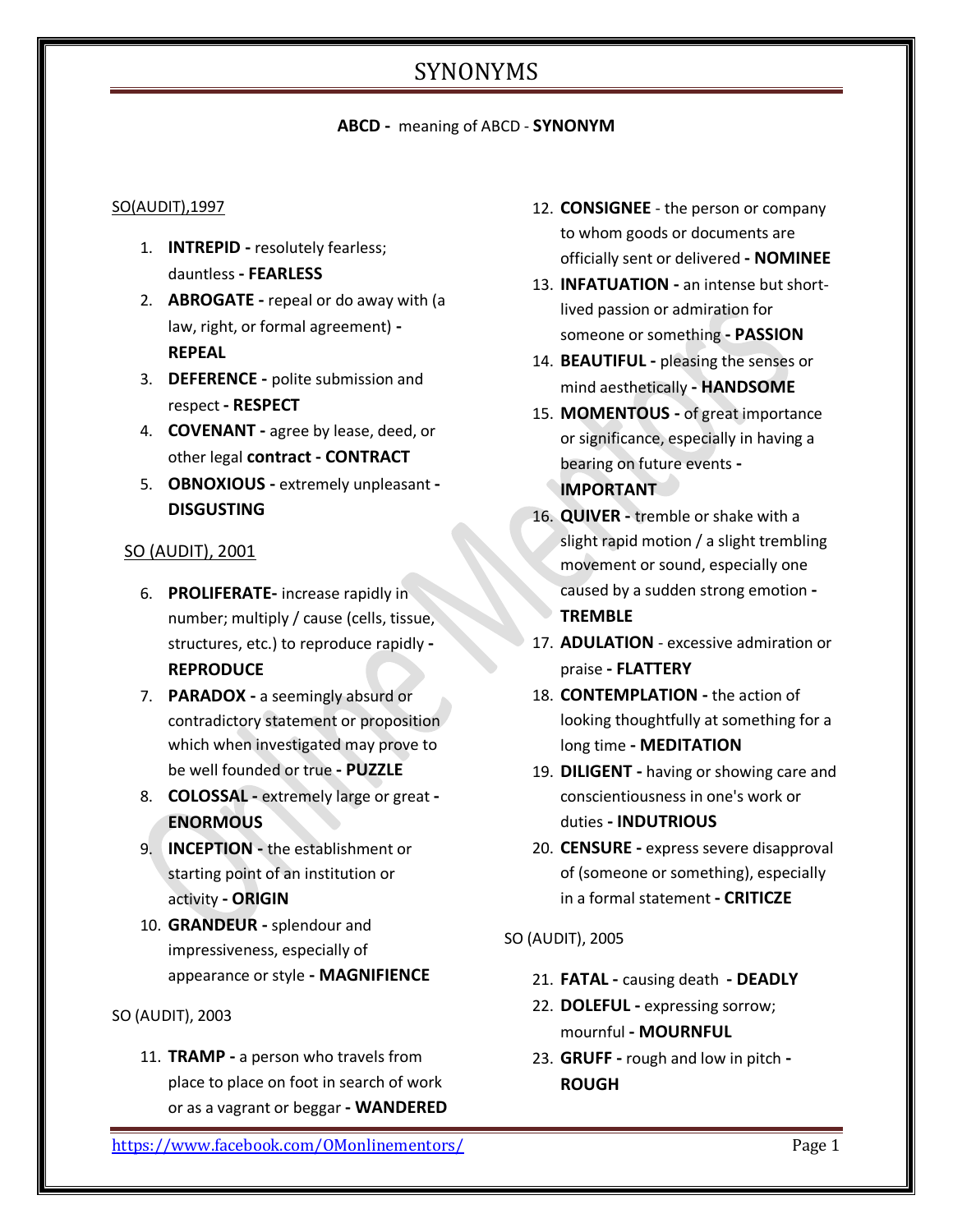# SYNONYMS

**ABCD -** meaning of ABCD - **SYNONYM**

SO(AUDIT),1997

1. **INTREPID -** resolutely fearless; dauntless **- FEARLESS**
2. **ABROGATE -** repeal or do away with (a law, right, or formal agreement) **- REPEAL**
3. **DEFERENCE -** polite submission and respect **- RESPECT**
4. **COVENANT -** agree by lease, deed, or other legal **contract - CONTRACT**
5. **OBNOXIOUS -** extremely unpleasant **- DISGUSTING**

SO (AUDIT), 2001

6. **PROLIFERATE-** increase rapidly in number; multiply / cause (cells, tissue, structures, etc.) to reproduce rapidly **- REPRODUCE**
7. **PARADOX -** a seemingly absurd or contradictory statement or proposition which when investigated may prove to be well founded or true **- PUZZLE**
8. **COLOSSAL -** extremely large or great **- ENORMOUS**
9. **INCEPTION -** the establishment or starting point of an institution or activity **- ORIGIN**
10. **GRANDEUR -** splendour and impressiveness, especially of appearance or style **- MAGNIFIENCE**

SO (AUDIT), 2003

11. **TRAMP -** a person who travels from place to place on foot in search of work or as a vagrant or beggar **- WANDERED**
12. **CONSIGNEE** - the person or company to whom goods or documents are officially sent or delivered **- NOMINEE**
13. **INFATUATION -** an intense but short-lived passion or admiration for someone or something **- PASSION**
14. **BEAUTIFUL -** pleasing the senses or mind aesthetically **- HANDSOME**
15. **MOMENTOUS -** of great importance or significance, especially in having a bearing on future events **- IMPORTANT**
16. **QUIVER -** tremble or shake with a slight rapid motion / a slight trembling movement or sound, especially one caused by a sudden strong emotion **- TREMBLE**
17. **ADULATION** - excessive admiration or praise **- FLATTERY**
18. **CONTEMPLATION -** the action of looking thoughtfully at something for a long time **- MEDITATION**
19. **DILIGENT -** having or showing care and conscientiousness in one's work or duties **- INDUTRIOUS**
20. **CENSURE -** express severe disapproval of (someone or something), especially in a formal statement **- CRITICZE**

SO (AUDIT), 2005

21. **FATAL -** causing death **- DEADLY**
22. **DOLEFUL -** expressing sorrow; mournful **- MOURNFUL**
23. **GRUFF -** rough and low in pitch **- ROUGH**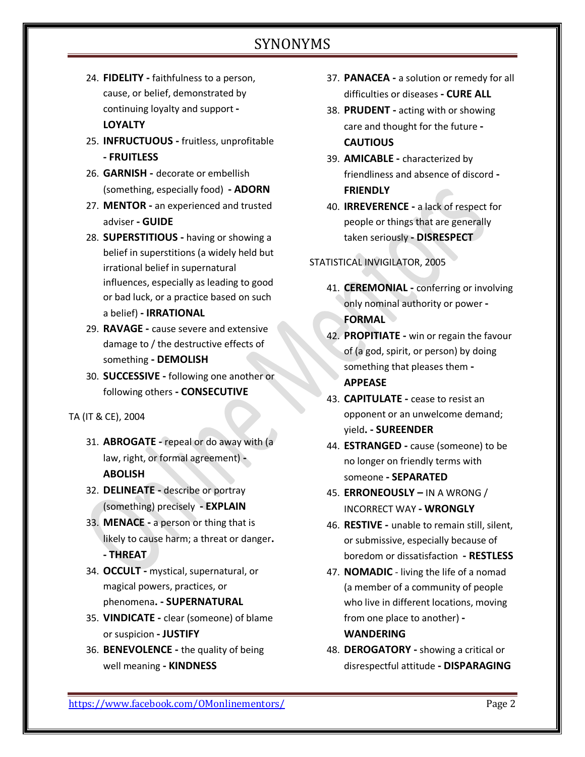24. **FIDELITY -** faithfulness to a person, cause, or belief, demonstrated by continuing loyalty and support **- LOYALTY**
25. **INFRUCTUOUS -** fruitless, unprofitable **- FRUITLESS**
26. **GARNISH -** decorate or embellish (something, especially food) **- ADORN**
27. **MENTOR -** an experienced and trusted adviser **- GUIDE**
28. **SUPERSTITIOUS -** having or showing a belief in superstitions (a widely held but irrational belief in supernatural influences, especially as leading to good or bad luck, or a practice based on such a belief) **- IRRATIONAL**
29. **RAVAGE -** cause severe and extensive damage to / the destructive effects of something **- DEMOLISH**
30. **SUCCESSIVE -** following one another or following others **- CONSECUTIVE**

TA (IT & CE), 2004

31. **ABROGATE -** repeal or do away with (a law, right, or formal agreement) **- ABOLISH**
32. **DELINEATE -** describe or portray (something) precisely **- EXPLAIN**
33. **MENACE -** a person or thing that is likely to cause harm; a threat or danger**. - THREAT**
34. **OCCULT -** mystical, supernatural, or magical powers, practices, or phenomena**. - SUPERNATURAL**
35. **VINDICATE -** clear (someone) of blame or suspicion **- JUSTIFY**
36. **BENEVOLENCE -** the quality of being well meaning **- KINDNESS**
37. **PANACEA -** a solution or remedy for all difficulties or diseases **- CURE ALL**
38. **PRUDENT -** acting with or showing care and thought for the future **- CAUTIOUS**
39. **AMICABLE -** characterized by friendliness and absence of discord **- FRIENDLY**
40. **IRREVERENCE -** a lack of respect for people or things that are generally taken seriously **- DISRESPECT**

STATISTICAL INVIGILATOR, 2005

41. **CEREMONIAL -** conferring or involving only nominal authority or power **- FORMAL**
42. **PROPITIATE -** win or regain the favour of (a god, spirit, or person) by doing something that pleases them **- APPEASE**
43. **CAPITULATE -** cease to resist an opponent or an unwelcome demand; yield**. - SUREENDER**
44. **ESTRANGED -** cause (someone) to be no longer on friendly terms with someone **- SEPARATED**
45. **ERRONEOUSLY –** IN A WRONG / INCORRECT WAY **- WRONGLY**
46. **RESTIVE -** unable to remain still, silent, or submissive, especially because of boredom or dissatisfaction **- RESTLESS**
47. **NOMADIC** - living the life of a nomad (a member of a community of people who live in different locations, moving from one place to another) **- WANDERING**
48. **DEROGATORY -** showing a critical or disrespectful attitude **- DISPARAGING**

https://www.facebook.com/OMonlinementors/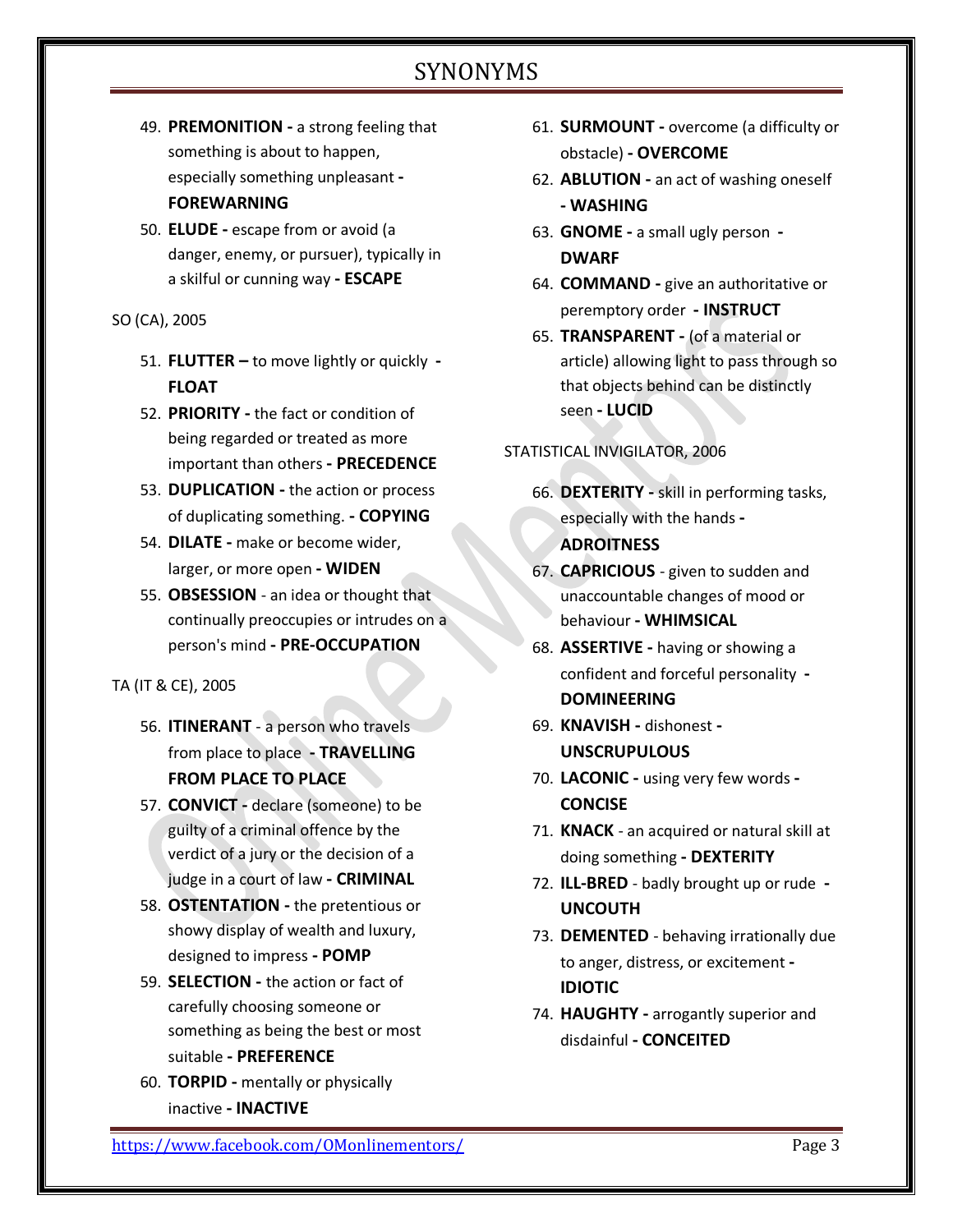49. **PREMONITION -** a strong feeling that something is about to happen, especially something unpleasant **- FOREWARNING**
50. **ELUDE -** escape from or avoid (a danger, enemy, or pursuer), typically in a skilful or cunning way **- ESCAPE**

SO (CA), 2005

51. **FLUTTER –** to move lightly or quickly **- FLOAT**
52. **PRIORITY -** the fact or condition of being regarded or treated as more important than others **- PRECEDENCE**
53. **DUPLICATION -** the action or process of duplicating something. **- COPYING**
54. **DILATE -** make or become wider, larger, or more open **- WIDEN**
55. **OBSESSION** - an idea or thought that continually preoccupies or intrudes on a person's mind **- PRE-OCCUPATION**

TA (IT & CE), 2005

56. **ITINERANT** - a person who travels from place to place **- TRAVELLING FROM PLACE TO PLACE**
57. **CONVICT -** declare (someone) to be guilty of a criminal offence by the verdict of a jury or the decision of a judge in a court of law **- CRIMINAL**
58. **OSTENTATION -** the pretentious or showy display of wealth and luxury, designed to impress **- POMP**
59. **SELECTION -** the action or fact of carefully choosing someone or something as being the best or most suitable **- PREFERENCE**
60. **TORPID -** mentally or physically inactive **- INACTIVE**
61. **SURMOUNT -** overcome (a difficulty or obstacle) **- OVERCOME**
62. **ABLUTION -** an act of washing oneself **- WASHING**
63. **GNOME -** a small ugly person **- DWARF**
64. **COMMAND -** give an authoritative or peremptory order **- INSTRUCT**
65. **TRANSPARENT -** (of a material or article) allowing light to pass through so that objects behind can be distinctly seen **- LUCID**

STATISTICAL INVIGILATOR, 2006

66. **DEXTERITY -** skill in performing tasks, especially with the hands **- ADROITNESS**
67. **CAPRICIOUS** - given to sudden and unaccountable changes of mood or behaviour **- WHIMSICAL**
68. **ASSERTIVE -** having or showing a confident and forceful personality **- DOMINEERING**
69. **KNAVISH -** dishonest **- UNSCRUPULOUS**
70. **LACONIC -** using very few words **- CONCISE**
71. **KNACK** - an acquired or natural skill at doing something **- DEXTERITY**
72. **ILL-BRED** - badly brought up or rude **- UNCOUTH**
73. **DEMENTED** - behaving irrationally due to anger, distress, or excitement **- IDIOTIC**
74. **HAUGHTY -** arrogantly superior and disdainful **- CONCEITED**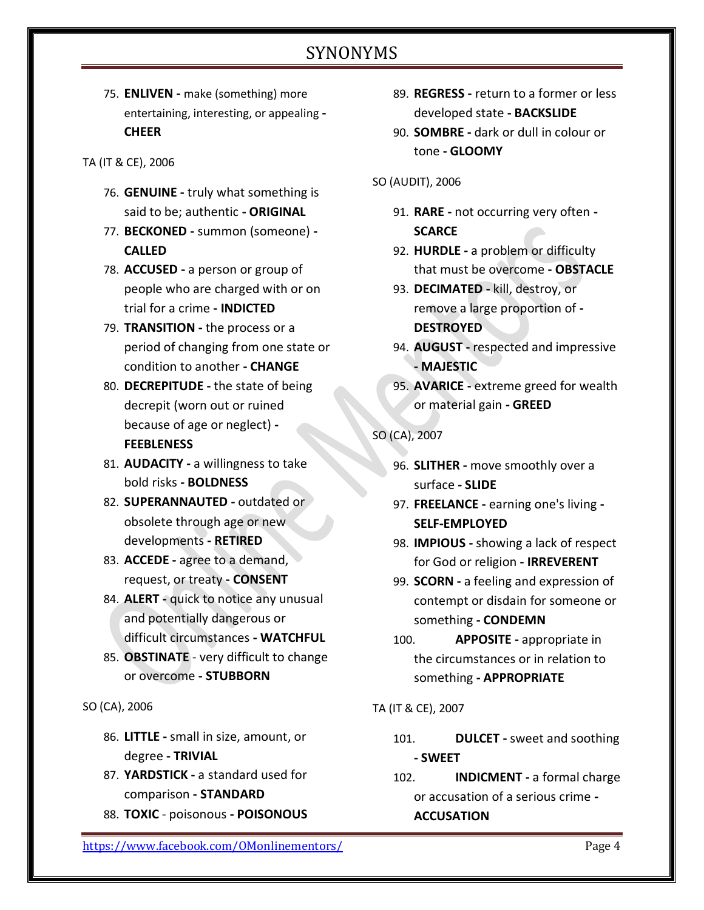75. **ENLIVEN -** make (something) more entertaining, interesting, or appealing **- CHEER**

TA (IT & CE), 2006

76. **GENUINE -** truly what something is said to be; authentic **- ORIGINAL**
77. **BECKONED -** summon (someone) **- CALLED**
78. **ACCUSED -** a person or group of people who are charged with or on trial for a crime **- INDICTED**
79. **TRANSITION -** the process or a period of changing from one state or condition to another **- CHANGE**
80. **DECREPITUDE -** the state of being decrepit (worn out or ruined because of age or neglect) **- FEEBLENESS**
81. **AUDACITY -** a willingness to take bold risks **- BOLDNESS**
82. **SUPERANNAUTED -** outdated or obsolete through age or new developments **- RETIRED**
83. **ACCEDE -** agree to a demand, request, or treaty **- CONSENT**
84. **ALERT -** quick to notice any unusual and potentially dangerous or difficult circumstances **- WATCHFUL**
85. **OBSTINATE** - very difficult to change or overcome **- STUBBORN**

SO (CA), 2006

86. **LITTLE -** small in size, amount, or degree **- TRIVIAL**
87. **YARDSTICK -** a standard used for comparison **- STANDARD**
88. **TOXIC** - poisonous **- POISONOUS**
89. **REGRESS -** return to a former or less developed state **- BACKSLIDE**
90. **SOMBRE -** dark or dull in colour or tone **- GLOOMY**

SO (AUDIT), 2006

91. **RARE -** not occurring very often **- SCARCE**
92. **HURDLE -** a problem or difficulty that must be overcome **- OBSTACLE**
93. **DECIMATED -** kill, destroy, or remove a large proportion of **- DESTROYED**
94. **AUGUST -** respected and impressive **- MAJESTIC**
95. **AVARICE -** extreme greed for wealth or material gain **- GREED**

SO (CA), 2007

96. **SLITHER -** move smoothly over a surface **- SLIDE**
97. **FREELANCE -** earning one's living **- SELF-EMPLOYED**
98. **IMPIOUS -** showing a lack of respect for God or religion **- IRREVERENT**
99. **SCORN -** a feeling and expression of contempt or disdain for someone or something **- CONDEMN**
100. **APPOSITE -** appropriate in the circumstances or in relation to something **- APPROPRIATE**

TA (IT & CE), 2007

101. **DULCET -** sweet and soothing **- SWEET**
102. **INDICMENT -** a formal charge or accusation of a serious crime **- ACCUSATION**

https://www.facebook.com/OMonlinementors/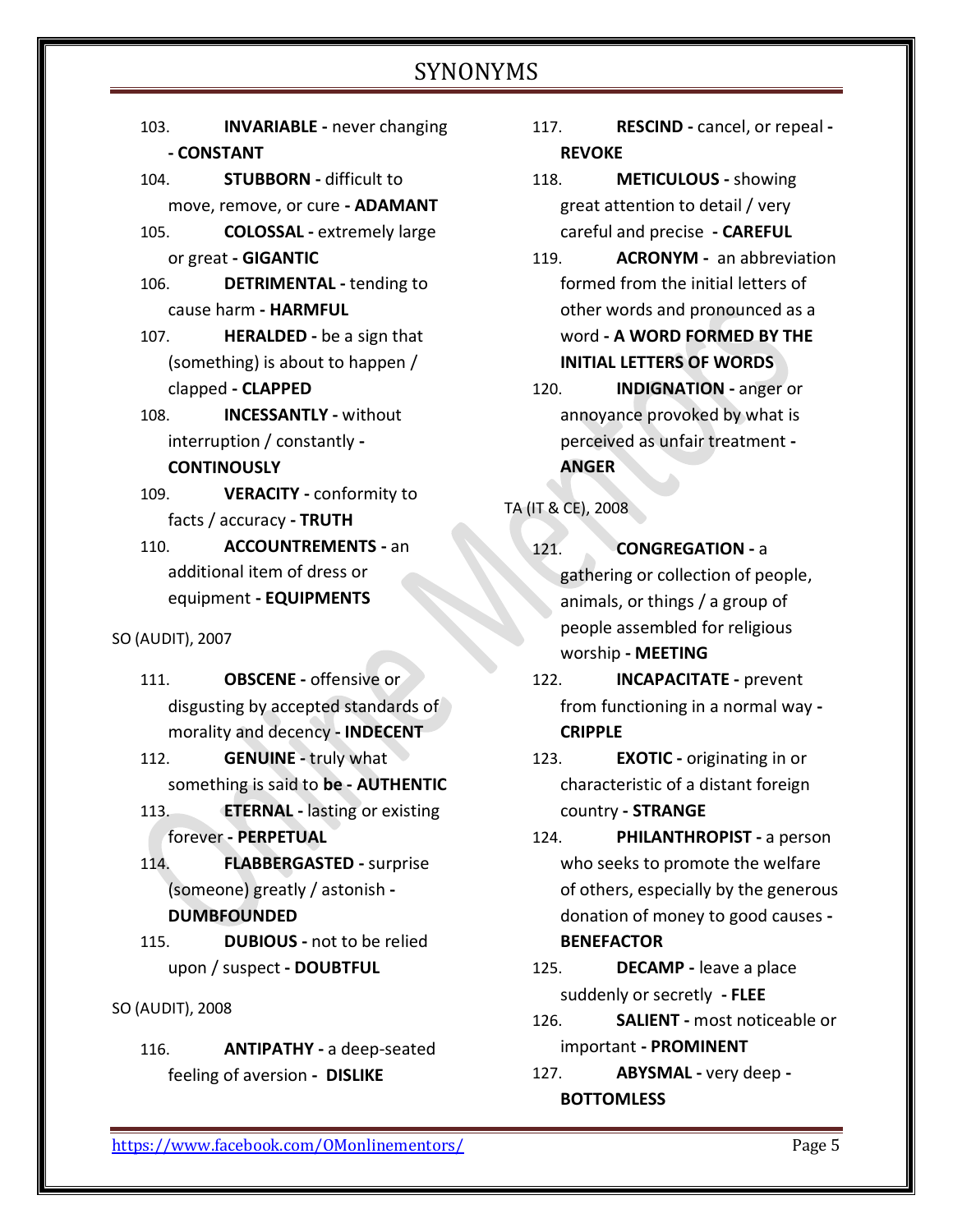103. **INVARIABLE -** never changing **- CONSTANT**
104. **STUBBORN -** difficult to move, remove, or cure **- ADAMANT**
105. **COLOSSAL -** extremely large or great **- GIGANTIC**
106. **DETRIMENTAL -** tending to cause harm **- HARMFUL**
107. **HERALDED -** be a sign that (something) is about to happen / clapped **- CLAPPED**
108. **INCESSANTLY -** without interruption / constantly **- CONTINOUSLY**
109. **VERACITY -** conformity to facts / accuracy **- TRUTH**
110. **ACCOUNTREMENTS -** an additional item of dress or equipment **- EQUIPMENTS**

SO (AUDIT), 2007

111. **OBSCENE -** offensive or disgusting by accepted standards of morality and decency **- INDECENT**
112. **GENUINE -** truly what something is said to **be - AUTHENTIC**
113. **ETERNAL -** lasting or existing forever **- PERPETUAL**
114. **FLABBERGASTED -** surprise (someone) greatly / astonish **- DUMBFOUNDED**
115. **DUBIOUS -** not to be relied upon / suspect **- DOUBTFUL**

SO (AUDIT), 2008

116. **ANTIPATHY -** a deep-seated feeling of aversion **- DISLIKE**
117. **RESCIND -** cancel, or repeal **- REVOKE**
118. **METICULOUS -** showing great attention to detail / very careful and precise **- CAREFUL**
119. **ACRONYM -** an abbreviation formed from the initial letters of other words and pronounced as a word **- A WORD FORMED BY THE INITIAL LETTERS OF WORDS**
120. **INDIGNATION -** anger or annoyance provoked by what is perceived as unfair treatment **- ANGER**

TA (IT & CE), 2008

121. **CONGREGATION -** a gathering or collection of people, animals, or things / a group of people assembled for religious worship **- MEETING**
122. **INCAPACITATE -** prevent from functioning in a normal way **- CRIPPLE**
123. **EXOTIC -** originating in or characteristic of a distant foreign country **- STRANGE**
124. **PHILANTHROPIST -** a person who seeks to promote the welfare of others, especially by the generous donation of money to good causes **- BENEFACTOR**
125. **DECAMP -** leave a place suddenly or secretly **- FLEE**
126. **SALIENT -** most noticeable or important **- PROMINENT**
127. **ABYSMAL -** very deep **- BOTTOMLESS**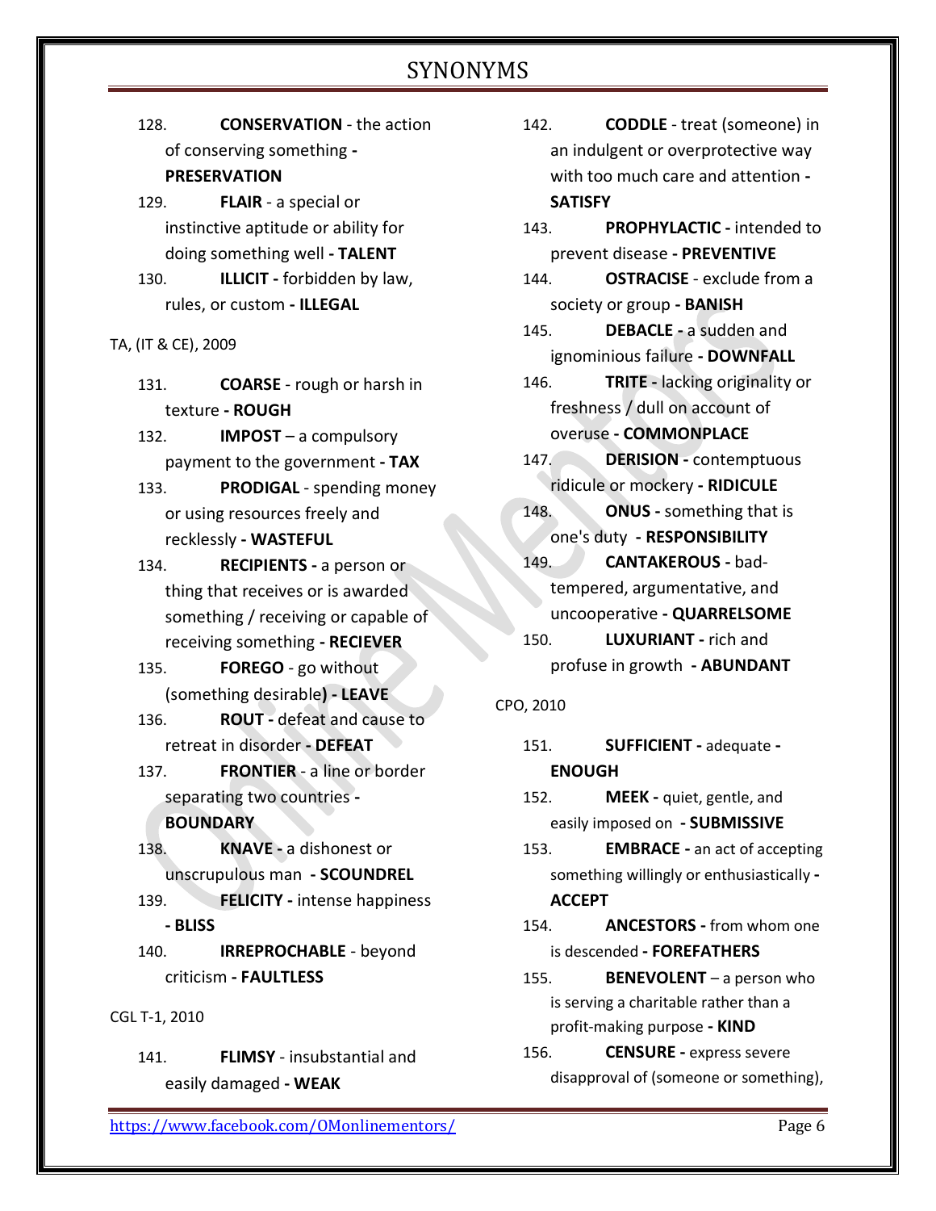128. **CONSERVATION** - the action of conserving something **- PRESERVATION**

129. **FLAIR** - a special or instinctive aptitude or ability for doing something well **- TALENT**

130. **ILLICIT -** forbidden by law, rules, or custom **- ILLEGAL**

TA, (IT & CE), 2009

131. **COARSE** - rough or harsh in texture **- ROUGH**

132. **IMPOST** – a compulsory payment to the government **- TAX**

133. **PRODIGAL** - spending money or using resources freely and recklessly **- WASTEFUL**

134. **RECIPIENTS -** a person or thing that receives or is awarded something / receiving or capable of receiving something **- RECIEVER**

135. **FOREGO** - go without (something desirable**) - LEAVE**

136. **ROUT -** defeat and cause to retreat in disorder **- DEFEAT**

137. **FRONTIER** - a line or border separating two countries **- BOUNDARY**

138. **KNAVE -** a dishonest or unscrupulous man **- SCOUNDREL**

139. **FELICITY -** intense happiness **- BLISS**

140. **IRREPROACHABLE** - beyond criticism **- FAULTLESS**

CGL T-1, 2010

141. **FLIMSY** - insubstantial and easily damaged **- WEAK**

142. **CODDLE** - treat (someone) in an indulgent or overprotective way with too much care and attention **- SATISFY**

143. **PROPHYLACTIC -** intended to prevent disease **- PREVENTIVE**

144. **OSTRACISE** - exclude from a society or group **- BANISH**

145. **DEBACLE -** a sudden and ignominious failure **- DOWNFALL**

146. **TRITE -** lacking originality or freshness / dull on account of overuse **- COMMONPLACE**

147. **DERISION -** contemptuous ridicule or mockery **- RIDICULE**

148. **ONUS -** something that is one's duty **- RESPONSIBILITY**

149. **CANTAKEROUS -** bad-tempered, argumentative, and uncooperative **- QUARRELSOME**

150. **LUXURIANT -** rich and profuse in growth **- ABUNDANT**

CPO, 2010

151. **SUFFICIENT -** adequate **- ENOUGH**

152. **MEEK -** quiet, gentle, and easily imposed on **- SUBMISSIVE**

153. **EMBRACE -** an act of accepting something willingly or enthusiastically **- ACCEPT**

154. **ANCESTORS -** from whom one is descended **- FOREFATHERS**

155. **BENEVOLENT** – a person who is serving a charitable rather than a profit-making purpose **- KIND**

156. **CENSURE -** express severe disapproval of (someone or something),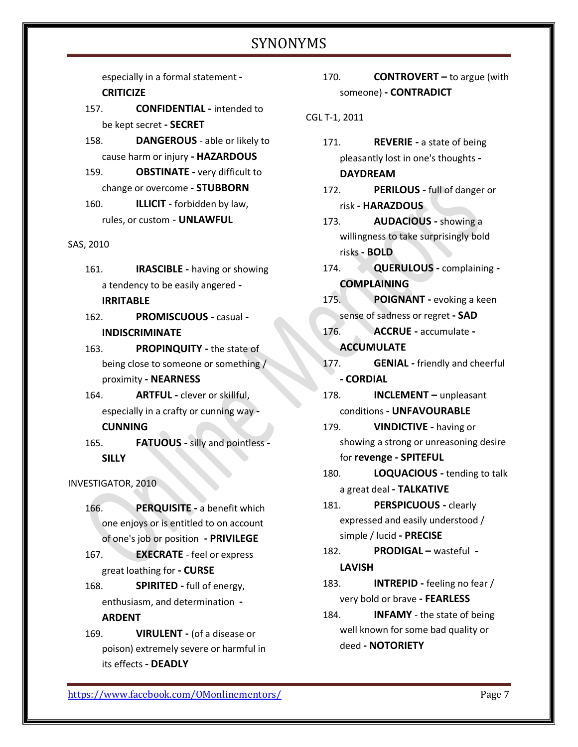especially in a formal statement **- CRITICIZE**

157. **CONFIDENTIAL -** intended to be kept secret **- SECRET**

158. **DANGEROUS** - able or likely to cause harm or injury **- HAZARDOUS**

159. **OBSTINATE -** very difficult to change or overcome **- STUBBORN**

160. **ILLICIT** - forbidden by law, rules, or custom - **UNLAWFUL**

SAS, 2010

161. **IRASCIBLE -** having or showing a tendency to be easily angered **- IRRITABLE**

162. **PROMISCUOUS -** casual **- INDISCRIMINATE**

163. **PROPINQUITY -** the state of being close to someone or something / proximity **- NEARNESS**

164. **ARTFUL -** clever or skillful, especially in a crafty or cunning way **- CUNNING**

165. **FATUOUS -** silly and pointless **- SILLY**

INVESTIGATOR, 2010

166. **PERQUISITE -** a benefit which one enjoys or is entitled to on account of one's job or position **- PRIVILEGE**

167. **EXECRATE** - feel or express great loathing for **- CURSE**

168. **SPIRITED -** full of energy, enthusiasm, and determination **- ARDENT**

169. **VIRULENT -** (of a disease or poison) extremely severe or harmful in its effects **- DEADLY**

170. **CONTROVERT –** to argue (with someone) **- CONTRADICT**

CGL T-1, 2011

171. **REVERIE -** a state of being pleasantly lost in one's thoughts **- DAYDREAM**

172. **PERILOUS -** full of danger or risk **- HARAZDOUS**

173. **AUDACIOUS -** showing a willingness to take surprisingly bold risks **- BOLD**

174. **QUERULOUS -** complaining **- COMPLAINING**

175. **POIGNANT -** evoking a keen sense of sadness or regret **- SAD**

176. **ACCRUE -** accumulate **- ACCUMULATE**

177. **GENIAL -** friendly and cheerful **- CORDIAL**

178. **INCLEMENT –** unpleasant conditions **- UNFAVOURABLE**

179. **VINDICTIVE -** having or showing a strong or unreasoning desire for **revenge - SPITEFUL**

180. **LOQUACIOUS -** tending to talk a great deal **- TALKATIVE**

181. **PERSPICUOUS -** clearly expressed and easily understood / simple / lucid **- PRECISE**

182. **PRODIGAL –** wasteful **- LAVISH**

183. **INTREPID -** feeling no fear / very bold or brave **- FEARLESS**

184. **INFAMY** - the state of being well known for some bad quality or deed **- NOTORIETY**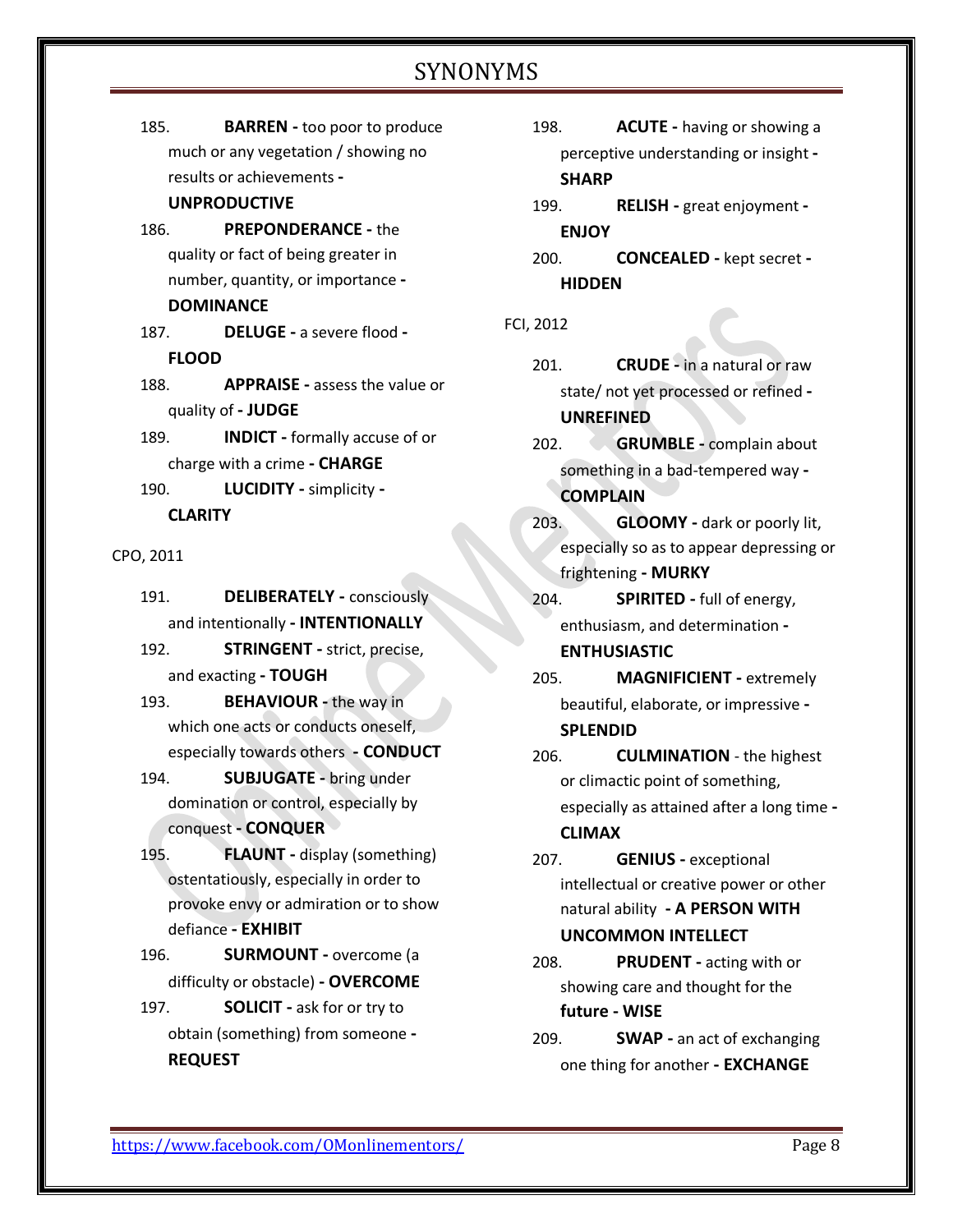185. **BARREN -** too poor to produce much or any vegetation / showing no results or achievements **- UNPRODUCTIVE**

186. **PREPONDERANCE -** the quality or fact of being greater in number, quantity, or importance **- DOMINANCE**

187. **DELUGE -** a severe flood **- FLOOD**

188. **APPRAISE -** assess the value or quality of **- JUDGE**

189. **INDICT -** formally accuse of or charge with a crime **- CHARGE**

190. **LUCIDITY -** simplicity **- CLARITY**

CPO, 2011

191. **DELIBERATELY -** consciously and intentionally **- INTENTIONALLY**

192. **STRINGENT -** strict, precise, and exacting **- TOUGH**

193. **BEHAVIOUR -** the way in which one acts or conducts oneself, especially towards others **- CONDUCT**

194. **SUBJUGATE -** bring under domination or control, especially by conquest **- CONQUER**

195. **FLAUNT -** display (something) ostentatiously, especially in order to provoke envy or admiration or to show defiance **- EXHIBIT**

196. **SURMOUNT -** overcome (a difficulty or obstacle) **- OVERCOME**

197. **SOLICIT -** ask for or try to obtain (something) from someone **- REQUEST**

198. **ACUTE -** having or showing a perceptive understanding or insight **- SHARP**

199. **RELISH -** great enjoyment **- ENJOY**

200. **CONCEALED -** kept secret **- HIDDEN**

FCI, 2012

201. **CRUDE -** in a natural or raw state/ not yet processed or refined **- UNREFINED**

202. **GRUMBLE -** complain about something in a bad-tempered way **- COMPLAIN**

203. **GLOOMY -** dark or poorly lit, especially so as to appear depressing or frightening **- MURKY**

204. **SPIRITED -** full of energy, enthusiasm, and determination **- ENTHUSIASTIC**

205. **MAGNIFICIENT -** extremely beautiful, elaborate, or impressive **- SPLENDID**

206. **CULMINATION** - the highest or climactic point of something, especially as attained after a long time **- CLIMAX**

207. **GENIUS -** exceptional intellectual or creative power or other natural ability **- A PERSON WITH UNCOMMON INTELLECT**

208. **PRUDENT -** acting with or showing care and thought for the **future - WISE**

209. **SWAP -** an act of exchanging one thing for another **- EXCHANGE**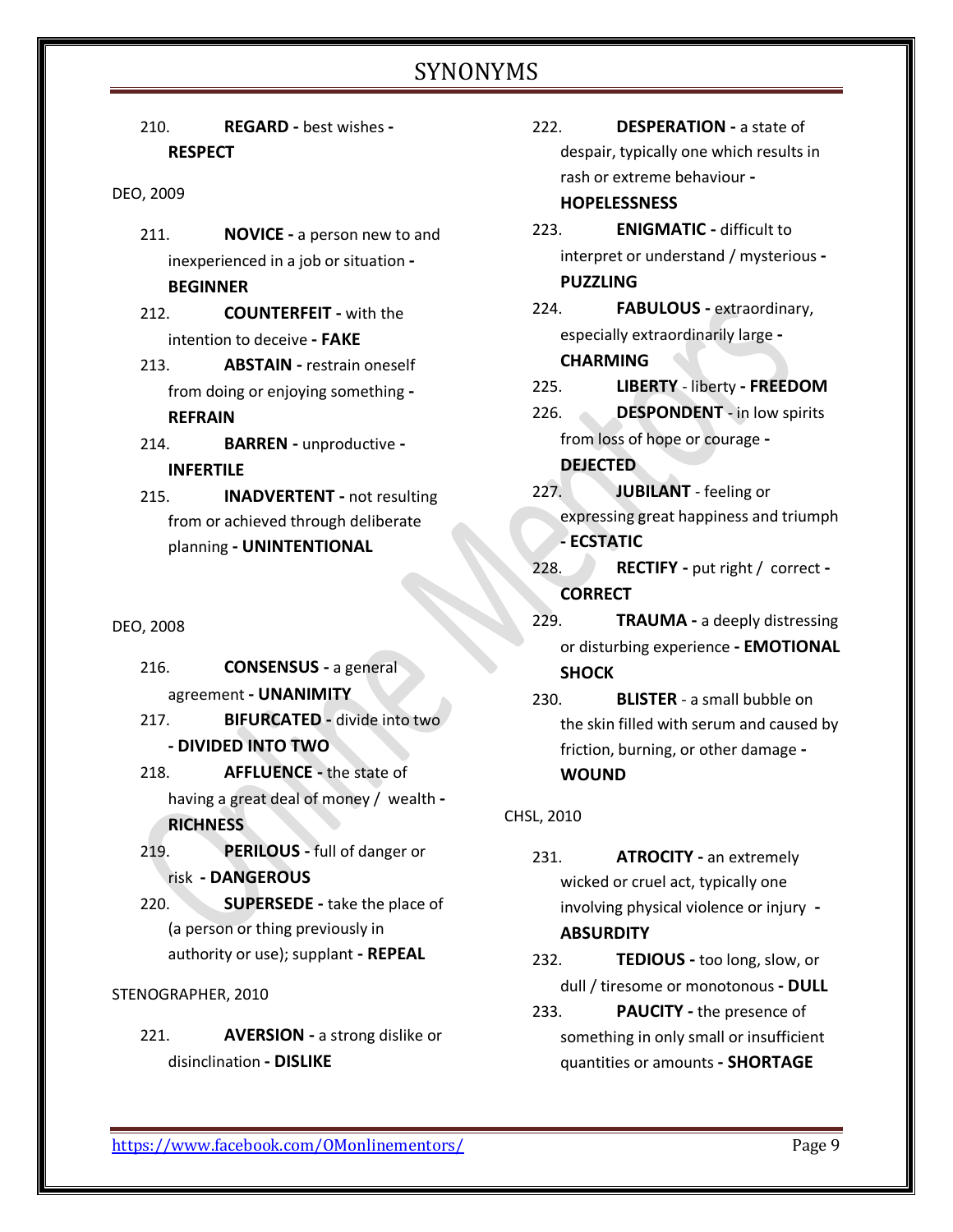210. **REGARD -** best wishes **- RESPECT**

DEO, 2009

211. **NOVICE -** a person new to and inexperienced in a job or situation **- BEGINNER**
212. **COUNTERFEIT -** with the intention to deceive **- FAKE**
213. **ABSTAIN -** restrain oneself from doing or enjoying something **- REFRAIN**
214. **BARREN -** unproductive **- INFERTILE**
215. **INADVERTENT -** not resulting from or achieved through deliberate planning **- UNINTENTIONAL**

DEO, 2008

216. **CONSENSUS -** a general agreement **- UNANIMITY**
217. **BIFURCATED -** divide into two **- DIVIDED INTO TWO**
218. **AFFLUENCE -** the state of having a great deal of money / wealth **- RICHNESS**
219. **PERILOUS -** full of danger or risk **- DANGEROUS**
220. **SUPERSEDE -** take the place of (a person or thing previously in authority or use); supplant **- REPEAL**

STENOGRAPHER, 2010

221. **AVERSION -** a strong dislike or disinclination **- DISLIKE**
222. **DESPERATION -** a state of despair, typically one which results in rash or extreme behaviour **- HOPELESSNESS**
223. **ENIGMATIC -** difficult to interpret or understand / mysterious **- PUZZLING**
224. **FABULOUS -** extraordinary, especially extraordinarily large **- CHARMING**
225. **LIBERTY** - liberty **- FREEDOM**
226. **DESPONDENT** - in low spirits from loss of hope or courage **- DEJECTED**
227. **JUBILANT** - feeling or expressing great happiness and triumph **- ECSTATIC**
228. **RECTIFY -** put right / correct **- CORRECT**
229. **TRAUMA -** a deeply distressing or disturbing experience **- EMOTIONAL SHOCK**
230. **BLISTER** - a small bubble on the skin filled with serum and caused by friction, burning, or other damage **- WOUND**

CHSL, 2010

231. **ATROCITY -** an extremely wicked or cruel act, typically one involving physical violence or injury **- ABSURDITY**
232. **TEDIOUS -** too long, slow, or dull / tiresome or monotonous **- DULL**
233. **PAUCITY -** the presence of something in only small or insufficient quantities or amounts **- SHORTAGE**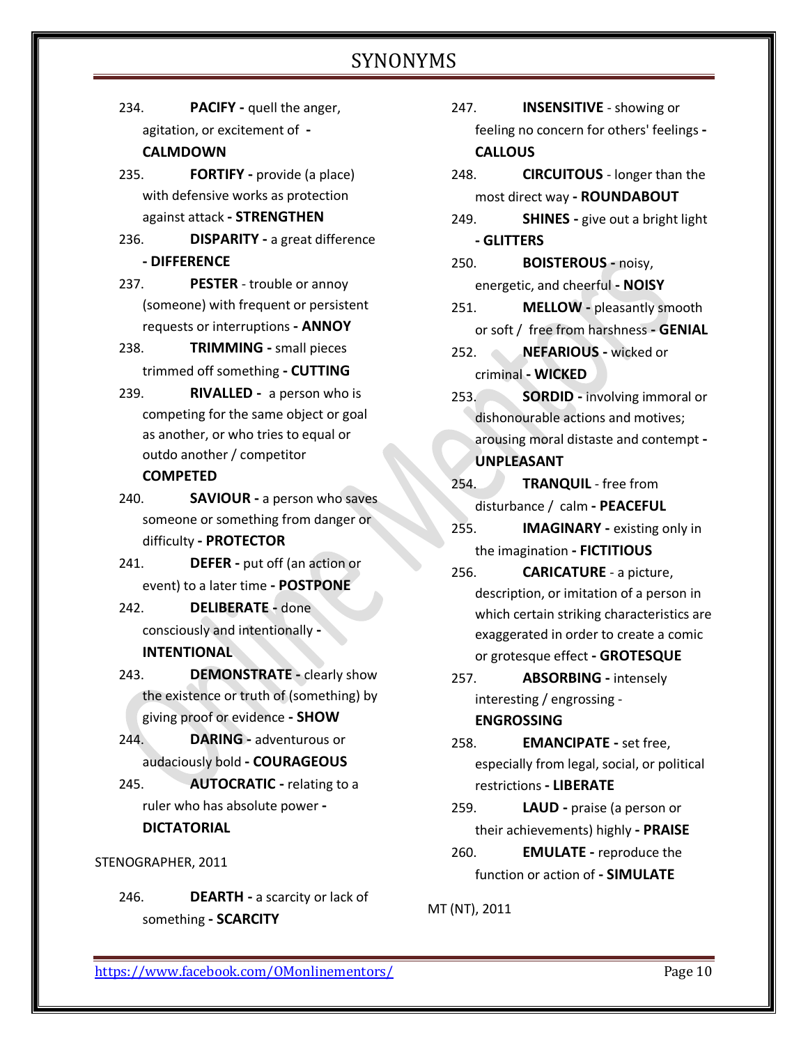# SYNONYMS

234. **PACIFY -** quell the anger, agitation, or excitement of **- CALMDOWN**
235. **FORTIFY -** provide (a place) with defensive works as protection against attack **- STRENGTHEN**
236. **DISPARITY -** a great difference **- DIFFERENCE**
237. **PESTER** - trouble or annoy (someone) with frequent or persistent requests or interruptions **- ANNOY**
238. **TRIMMING -** small pieces trimmed off something **- CUTTING**
239. **RIVALLED -** a person who is competing for the same object or goal as another, or who tries to equal or outdo another / competitor **COMPETED**
240. **SAVIOUR -** a person who saves someone or something from danger or difficulty **- PROTECTOR**
241. **DEFER -** put off (an action or event) to a later time **- POSTPONE**
242. **DELIBERATE -** done consciously and intentionally **- INTENTIONAL**
243. **DEMONSTRATE -** clearly show the existence or truth of (something) by giving proof or evidence **- SHOW**
244. **DARING -** adventurous or audaciously bold **- COURAGEOUS**
245. **AUTOCRATIC -** relating to a ruler who has absolute power **- DICTATORIAL**

STENOGRAPHER, 2011

246. **DEARTH -** a scarcity or lack of something **- SCARCITY**
247. **INSENSITIVE** - showing or feeling no concern for others' feelings **- CALLOUS**
248. **CIRCUITOUS** - longer than the most direct way **- ROUNDABOUT**
249. **SHINES -** give out a bright light **- GLITTERS**
250. **BOISTEROUS -** noisy, energetic, and cheerful **- NOISY**
251. **MELLOW -** pleasantly smooth or soft / free from harshness **- GENIAL**
252. **NEFARIOUS -** wicked or criminal **- WICKED**
253. **SORDID -** involving immoral or dishonourable actions and motives; arousing moral distaste and contempt **- UNPLEASANT**
254. **TRANQUIL** - free from disturbance / calm **- PEACEFUL**
255. **IMAGINARY -** existing only in the imagination **- FICTITIOUS**
256. **CARICATURE** - a picture, description, or imitation of a person in which certain striking characteristics are exaggerated in order to create a comic or grotesque effect **- GROTESQUE**
257. **ABSORBING -** intensely interesting / engrossing - **ENGROSSING**
258. **EMANCIPATE -** set free, especially from legal, social, or political restrictions **- LIBERATE**
259. **LAUD -** praise (a person or their achievements) highly **- PRAISE**
260. **EMULATE -** reproduce the function or action of **- SIMULATE**

MT (NT), 2011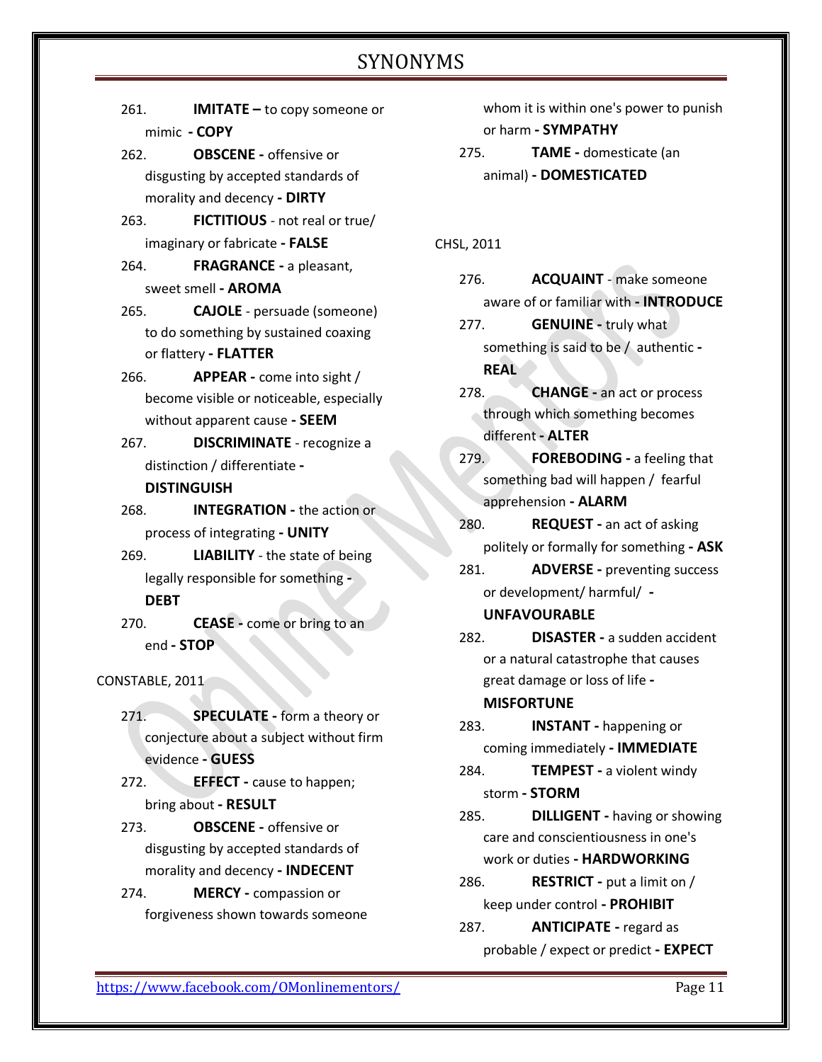# SYNONYMS

261. **IMITATE –** to copy someone or mimic **- COPY**
262. **OBSCENE -** offensive or disgusting by accepted standards of morality and decency **- DIRTY**
263. **FICTITIOUS** - not real or true/ imaginary or fabricate **- FALSE**
264. **FRAGRANCE -** a pleasant, sweet smell **- AROMA**
265. **CAJOLE** - persuade (someone) to do something by sustained coaxing or flattery **- FLATTER**
266. **APPEAR -** come into sight / become visible or noticeable, especially without apparent cause **- SEEM**
267. **DISCRIMINATE** - recognize a distinction / differentiate **- DISTINGUISH**
268. **INTEGRATION -** the action or process of integrating **- UNITY**
269. **LIABILITY** - the state of being legally responsible for something **- DEBT**
270. **CEASE -** come or bring to an end **- STOP**

CONSTABLE, 2011

271. **SPECULATE -** form a theory or conjecture about a subject without firm evidence **- GUESS**
272. **EFFECT -** cause to happen; bring about **- RESULT**
273. **OBSCENE -** offensive or disgusting by accepted standards of morality and decency **- INDECENT**
274. **MERCY -** compassion or forgiveness shown towards someone whom it is within one's power to punish or harm **- SYMPATHY**
275. **TAME -** domesticate (an animal) **- DOMESTICATED**

CHSL, 2011

276. **ACQUAINT** - make someone aware of or familiar with **- INTRODUCE**
277. **GENUINE -** truly what something is said to be / authentic **- REAL**
278. **CHANGE -** an act or process through which something becomes different **- ALTER**
279. **FOREBODING -** a feeling that something bad will happen / fearful apprehension **- ALARM**
280. **REQUEST -** an act of asking politely or formally for something **- ASK**
281. **ADVERSE -** preventing success or development/ harmful/ **- UNFAVOURABLE**
282. **DISASTER -** a sudden accident or a natural catastrophe that causes great damage or loss of life **- MISFORTUNE**
283. **INSTANT -** happening or coming immediately **- IMMEDIATE**
284. **TEMPEST -** a violent windy storm **- STORM**
285. **DILLIGENT -** having or showing care and conscientiousness in one's work or duties **- HARDWORKING**
286. **RESTRICT -** put a limit on / keep under control **- PROHIBIT**
287. **ANTICIPATE -** regard as probable / expect or predict **- EXPECT**

https://www.facebook.com/OMonlinementors/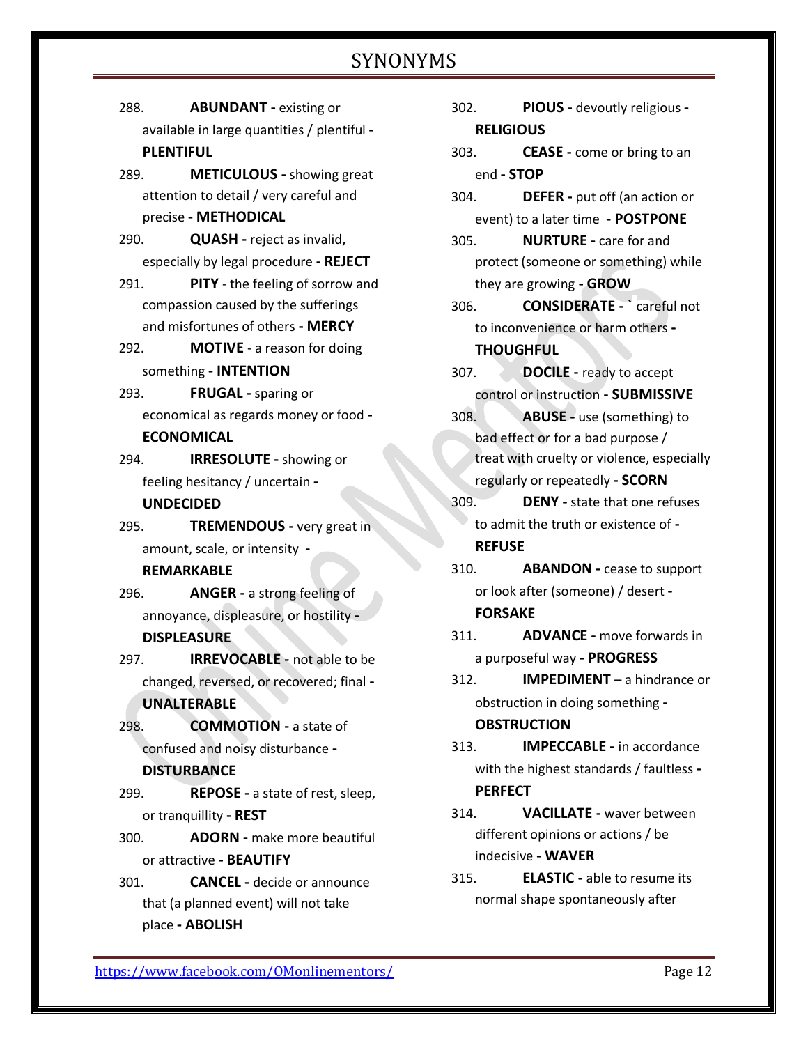# SYNONYMS

288. **ABUNDANT -** existing or available in large quantities / plentiful **- PLENTIFUL**
289. **METICULOUS -** showing great attention to detail / very careful and precise **- METHODICAL**
290. **QUASH -** reject as invalid, especially by legal procedure **- REJECT**
291. **PITY** - the feeling of sorrow and compassion caused by the sufferings and misfortunes of others **- MERCY**
292. **MOTIVE** - a reason for doing something **- INTENTION**
293. **FRUGAL -** sparing or economical as regards money or food **- ECONOMICAL**
294. **IRRESOLUTE -** showing or feeling hesitancy / uncertain **- UNDECIDED**
295. **TREMENDOUS -** very great in amount, scale, or intensity **- REMARKABLE**
296. **ANGER -** a strong feeling of annoyance, displeasure, or hostility **- DISPLEASURE**
297. **IRREVOCABLE -** not able to be changed, reversed, or recovered; final **- UNALTERABLE**
298. **COMMOTION -** a state of confused and noisy disturbance **- DISTURBANCE**
299. **REPOSE -** a state of rest, sleep, or tranquillity **- REST**
300. **ADORN -** make more beautiful or attractive **- BEAUTIFY**
301. **CANCEL -** decide or announce that (a planned event) will not take place **- ABOLISH**
302. **PIOUS -** devoutly religious **- RELIGIOUS**
303. **CEASE -** come or bring to an end **- STOP**
304. **DEFER -** put off (an action or event) to a later time **- POSTPONE**
305. **NURTURE -** care for and protect (someone or something) while they are growing **- GROW**
306. **CONSIDERATE -** ` careful not to inconvenience or harm others **- THOUGHFUL**
307. **DOCILE -** ready to accept control or instruction **- SUBMISSIVE**
308. **ABUSE -** use (something) to bad effect or for a bad purpose / treat with cruelty or violence, especially regularly or repeatedly **- SCORN**
309. **DENY -** state that one refuses to admit the truth or existence of **- REFUSE**
310. **ABANDON -** cease to support or look after (someone) / desert **- FORSAKE**
311. **ADVANCE -** move forwards in a purposeful way **- PROGRESS**
312. **IMPEDIMENT** – a hindrance or obstruction in doing something **- OBSTRUCTION**
313. **IMPECCABLE -** in accordance with the highest standards / faultless **- PERFECT**
314. **VACILLATE -** waver between different opinions or actions / be indecisive **- WAVER**
315. **ELASTIC -** able to resume its normal shape spontaneously after

https://www.facebook.com/OMonlinementors/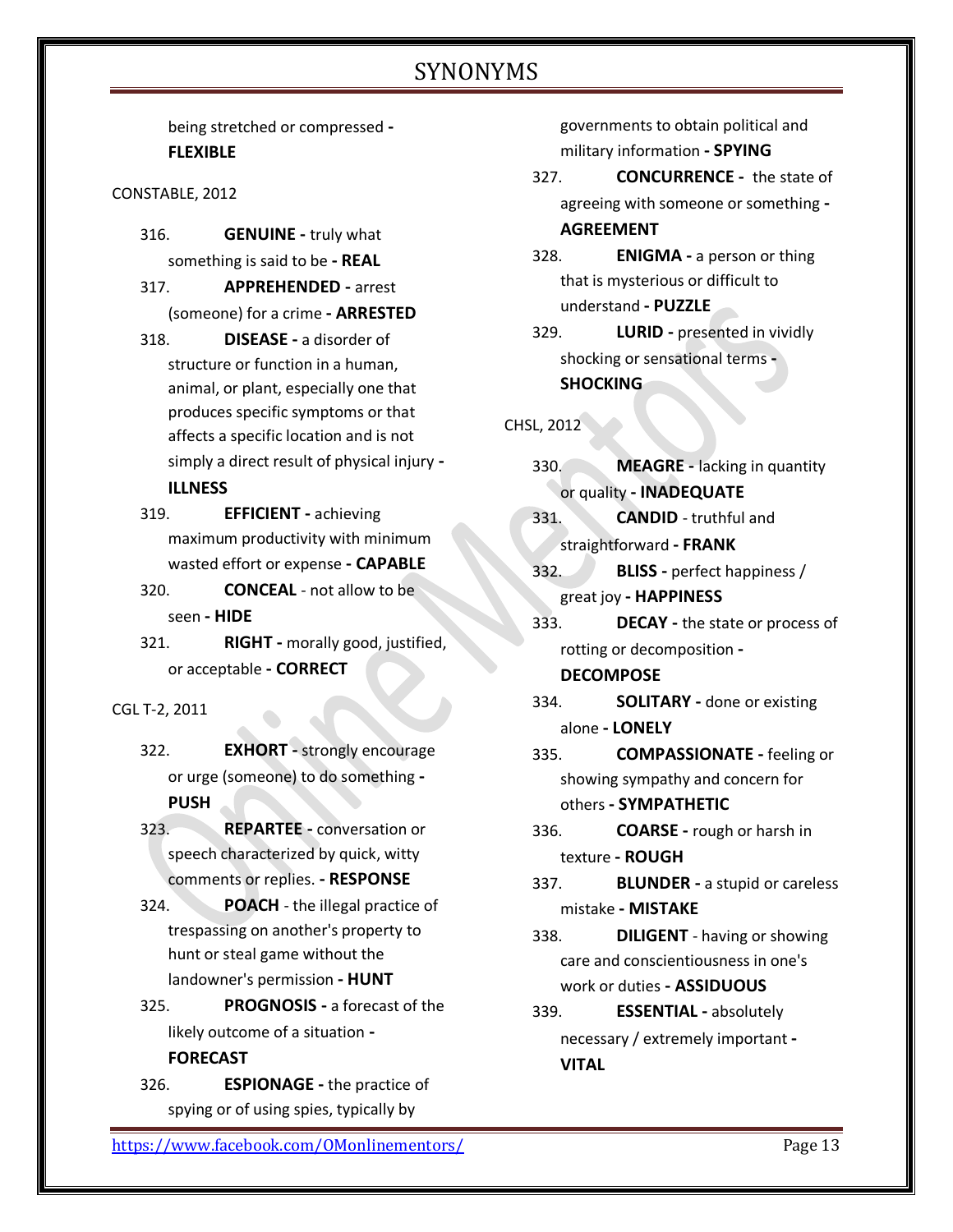being stretched or compressed - **FLEXIBLE**

CONSTABLE, 2012

316. **GENUINE -** truly what something is said to be **- REAL**
317. **APPREHENDED -** arrest (someone) for a crime **- ARRESTED**
318. **DISEASE -** a disorder of structure or function in a human, animal, or plant, especially one that produces specific symptoms or that affects a specific location and is not simply a direct result of physical injury **- ILLNESS**
319. **EFFICIENT -** achieving maximum productivity with minimum wasted effort or expense **- CAPABLE**
320. **CONCEAL** - not allow to be seen **- HIDE**
321. **RIGHT -** morally good, justified, or acceptable **- CORRECT**

CGL T-2, 2011

322. **EXHORT -** strongly encourage or urge (someone) to do something **- PUSH**
323. **REPARTEE -** conversation or speech characterized by quick, witty comments or replies. **- RESPONSE**
324. **POACH** - the illegal practice of trespassing on another's property to hunt or steal game without the landowner's permission **- HUNT**
325. **PROGNOSIS -** a forecast of the likely outcome of a situation **- FORECAST**
326. **ESPIONAGE -** the practice of spying or of using spies, typically by governments to obtain political and military information **- SPYING**
327. **CONCURRENCE -** the state of agreeing with someone or something **- AGREEMENT**
328. **ENIGMA -** a person or thing that is mysterious or difficult to understand **- PUZZLE**
329. **LURID -** presented in vividly shocking or sensational terms **- SHOCKING**

CHSL, 2012

330. **MEAGRE -** lacking in quantity or quality **- INADEQUATE**
331. **CANDID** - truthful and straightforward **- FRANK**
332. **BLISS -** perfect happiness / great joy **- HAPPINESS**
333. **DECAY -** the state or process of rotting or decomposition **- DECOMPOSE**
334. **SOLITARY -** done or existing alone **- LONELY**
335. **COMPASSIONATE -** feeling or showing sympathy and concern for others **- SYMPATHETIC**
336. **COARSE -** rough or harsh in texture **- ROUGH**
337. **BLUNDER -** a stupid or careless mistake **- MISTAKE**
338. **DILIGENT** - having or showing care and conscientiousness in one's work or duties **- ASSIDUOUS**
339. **ESSENTIAL -** absolutely necessary / extremely important **- VITAL**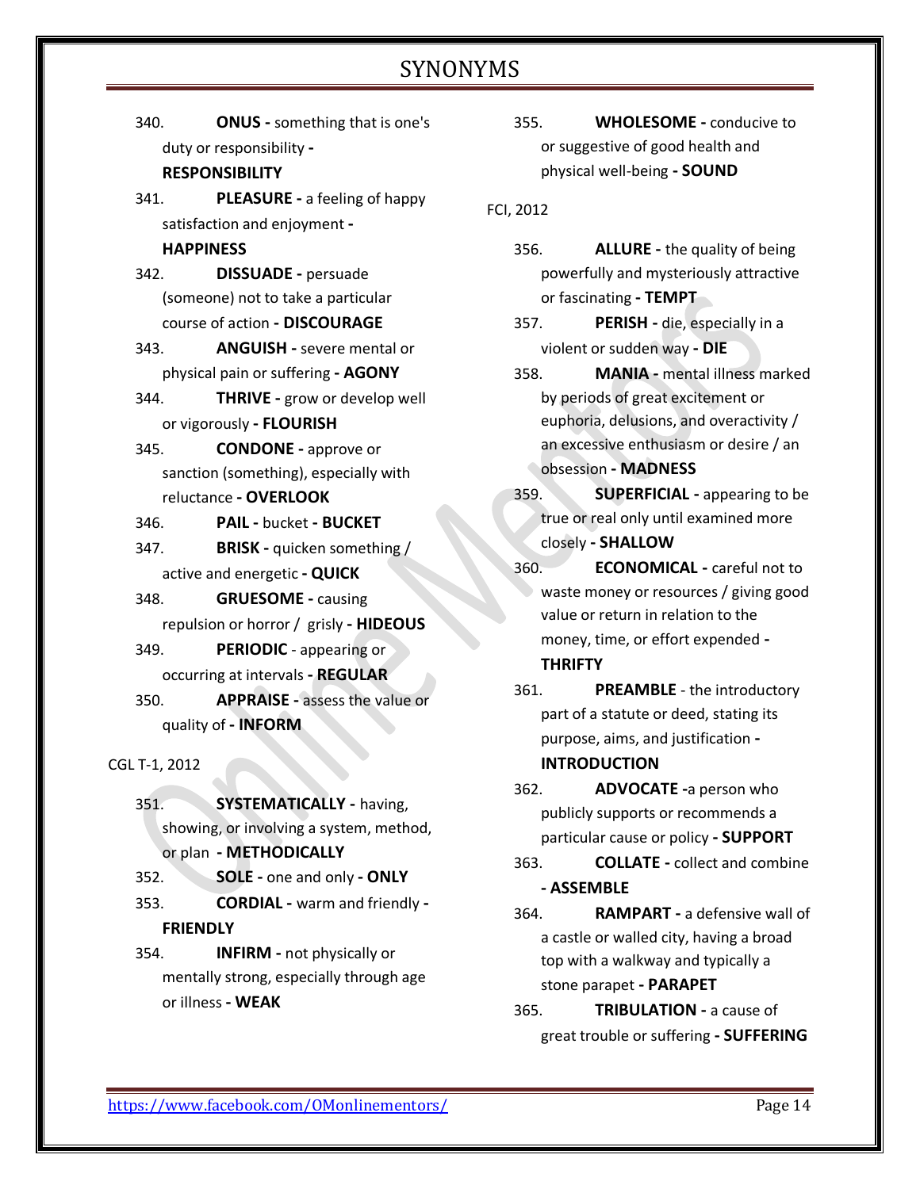340. **ONUS -** something that is one's duty or responsibility **- RESPONSIBILITY**
341. **PLEASURE -** a feeling of happy satisfaction and enjoyment **- HAPPINESS**
342. **DISSUADE -** persuade (someone) not to take a particular course of action **- DISCOURAGE**
343. **ANGUISH -** severe mental or physical pain or suffering **- AGONY**
344. **THRIVE -** grow or develop well or vigorously **- FLOURISH**
345. **CONDONE -** approve or sanction (something), especially with reluctance **- OVERLOOK**
346. **PAIL -** bucket **- BUCKET**
347. **BRISK -** quicken something / active and energetic **- QUICK**
348. **GRUESOME -** causing repulsion or horror / grisly **- HIDEOUS**
349. **PERIODIC** - appearing or occurring at intervals **- REGULAR**
350. **APPRAISE -** assess the value or quality of **- INFORM**

CGL T-1, 2012

351. **SYSTEMATICALLY -** having, showing, or involving a system, method, or plan **- METHODICALLY**
352. **SOLE -** one and only **- ONLY**
353. **CORDIAL -** warm and friendly **- FRIENDLY**
354. **INFIRM -** not physically or mentally strong, especially through age or illness **- WEAK**
355. **WHOLESOME -** conducive to or suggestive of good health and physical well-being **- SOUND**

FCI, 2012

356. **ALLURE -** the quality of being powerfully and mysteriously attractive or fascinating **- TEMPT**
357. **PERISH -** die, especially in a violent or sudden way **- DIE**
358. **MANIA -** mental illness marked by periods of great excitement or euphoria, delusions, and overactivity / an excessive enthusiasm or desire / an obsession **- MADNESS**
359. **SUPERFICIAL -** appearing to be true or real only until examined more closely **- SHALLOW**
360. **ECONOMICAL -** careful not to waste money or resources / giving good value or return in relation to the money, time, or effort expended **- THRIFTY**
361. **PREAMBLE** - the introductory part of a statute or deed, stating its purpose, aims, and justification **- INTRODUCTION**
362. **ADVOCATE -**a person who publicly supports or recommends a particular cause or policy **- SUPPORT**
363. **COLLATE -** collect and combine **- ASSEMBLE**
364. **RAMPART -** a defensive wall of a castle or walled city, having a broad top with a walkway and typically a stone parapet **- PARAPET**
365. **TRIBULATION -** a cause of great trouble or suffering **- SUFFERING**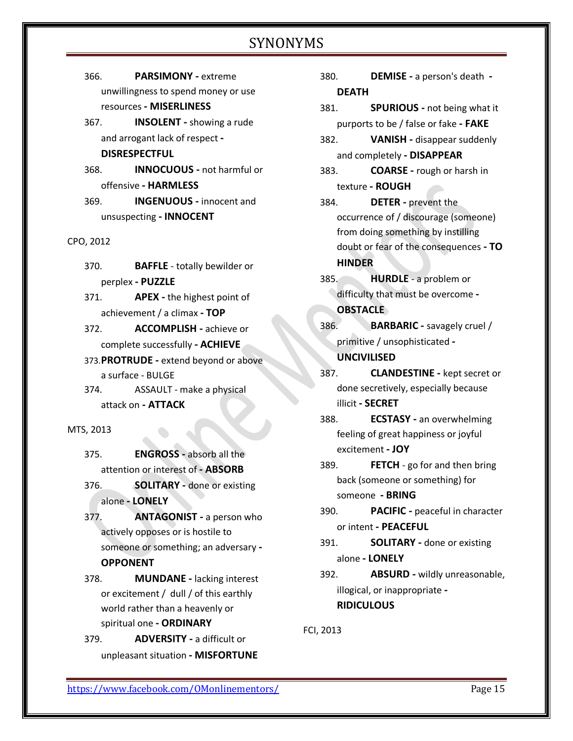366. **PARSIMONY -** extreme unwillingness to spend money or use resources **- MISERLINESS**

367. **INSOLENT -** showing a rude and arrogant lack of respect **- DISRESPECTFUL**

368. **INNOCUOUS -** not harmful or offensive **- HARMLESS**

369. **INGENUOUS -** innocent and unsuspecting **- INNOCENT**

CPO, 2012

370. **BAFFLE** - totally bewilder or perplex **- PUZZLE**

371. **APEX -** the highest point of achievement / a climax **- TOP**

372. **ACCOMPLISH -** achieve or complete successfully **- ACHIEVE**

373. **PROTRUDE -** extend beyond or above a surface - BULGE

374. ASSAULT - make a physical attack on **- ATTACK**

MTS, 2013

375. **ENGROSS -** absorb all the attention or interest of **- ABSORB**

376. **SOLITARY -** done or existing alone **- LONELY**

377. **ANTAGONIST -** a person who actively opposes or is hostile to someone or something; an adversary **- OPPONENT**

378. **MUNDANE -** lacking interest or excitement / dull / of this earthly world rather than a heavenly or spiritual one **- ORDINARY**

379. **ADVERSITY -** a difficult or unpleasant situation **- MISFORTUNE**

380. **DEMISE -** a person's death **- DEATH**

381. **SPURIOUS -** not being what it purports to be / false or fake **- FAKE**

382. **VANISH -** disappear suddenly and completely **- DISAPPEAR**

383. **COARSE -** rough or harsh in texture **- ROUGH**

384. **DETER -** prevent the occurrence of / discourage (someone) from doing something by instilling doubt or fear of the consequences **- TO HINDER**

385. **HURDLE** - a problem or difficulty that must be overcome **- OBSTACLE**

386. **BARBARIC -** savagely cruel / primitive / unsophisticated **- UNCIVILISED**

387. **CLANDESTINE -** kept secret or done secretively, especially because illicit **- SECRET**

388. **ECSTASY -** an overwhelming feeling of great happiness or joyful excitement **- JOY**

389. **FETCH** - go for and then bring back (someone or something) for someone **- BRING**

390. **PACIFIC -** peaceful in character or intent **- PEACEFUL**

391. **SOLITARY -** done or existing alone **- LONELY**

392. **ABSURD -** wildly unreasonable, illogical, or inappropriate **- RIDICULOUS**

FCI, 2013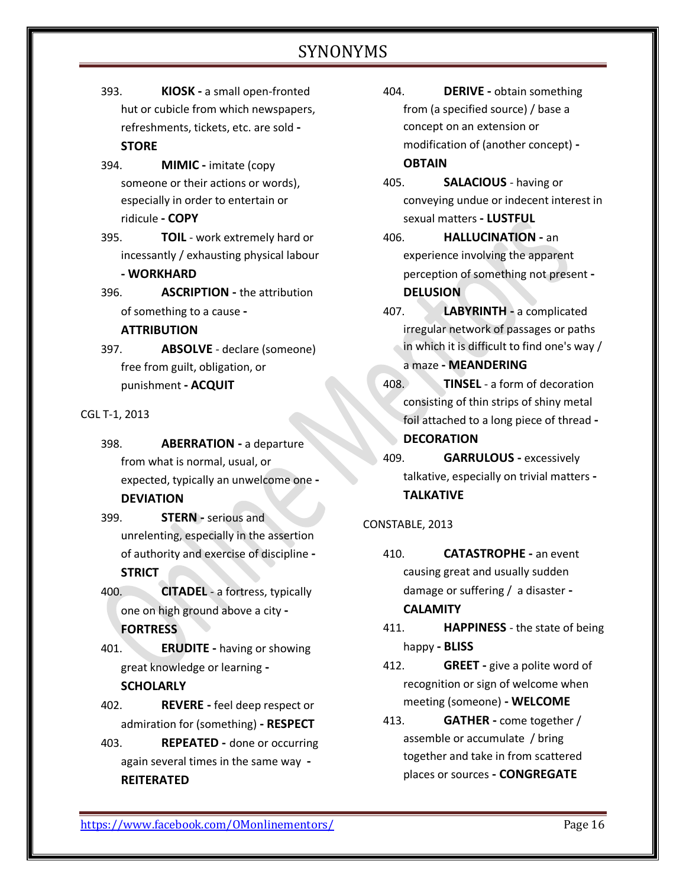393. **KIOSK -** a small open-fronted hut or cubicle from which newspapers, refreshments, tickets, etc. are sold **- STORE**

394. **MIMIC -** imitate (copy someone or their actions or words), especially in order to entertain or ridicule **- COPY**

395. **TOIL** - work extremely hard or incessantly / exhausting physical labour **- WORKHARD**

396. **ASCRIPTION -** the attribution of something to a cause **- ATTRIBUTION**

397. **ABSOLVE** - declare (someone) free from guilt, obligation, or punishment **- ACQUIT**

CGL T-1, 2013

398. **ABERRATION -** a departure from what is normal, usual, or expected, typically an unwelcome one **- DEVIATION**

399. **STERN -** serious and unrelenting, especially in the assertion of authority and exercise of discipline **- STRICT**

400. **CITADEL** - a fortress, typically one on high ground above a city **- FORTRESS**

401. **ERUDITE -** having or showing great knowledge or learning **- SCHOLARLY**

402. **REVERE -** feel deep respect or admiration for (something) **- RESPECT**

403. **REPEATED -** done or occurring again several times in the same way **- REITERATED**

404. **DERIVE -** obtain something from (a specified source) / base a concept on an extension or modification of (another concept) **- OBTAIN**

405. **SALACIOUS** - having or conveying undue or indecent interest in sexual matters **- LUSTFUL**

406. **HALLUCINATION -** an experience involving the apparent perception of something not present **- DELUSION**

407. **LABYRINTH -** a complicated irregular network of passages or paths in which it is difficult to find one's way / a maze **- MEANDERING**

408. **TINSEL** - a form of decoration consisting of thin strips of shiny metal foil attached to a long piece of thread **- DECORATION**

409. **GARRULOUS -** excessively talkative, especially on trivial matters **- TALKATIVE**

CONSTABLE, 2013

410. **CATASTROPHE -** an event causing great and usually sudden damage or suffering / a disaster **- CALAMITY**

411. **HAPPINESS** - the state of being happy **- BLISS**

412. **GREET -** give a polite word of recognition or sign of welcome when meeting (someone) **- WELCOME**

413. **GATHER -** come together / assemble or accumulate / bring together and take in from scattered places or sources **- CONGREGATE**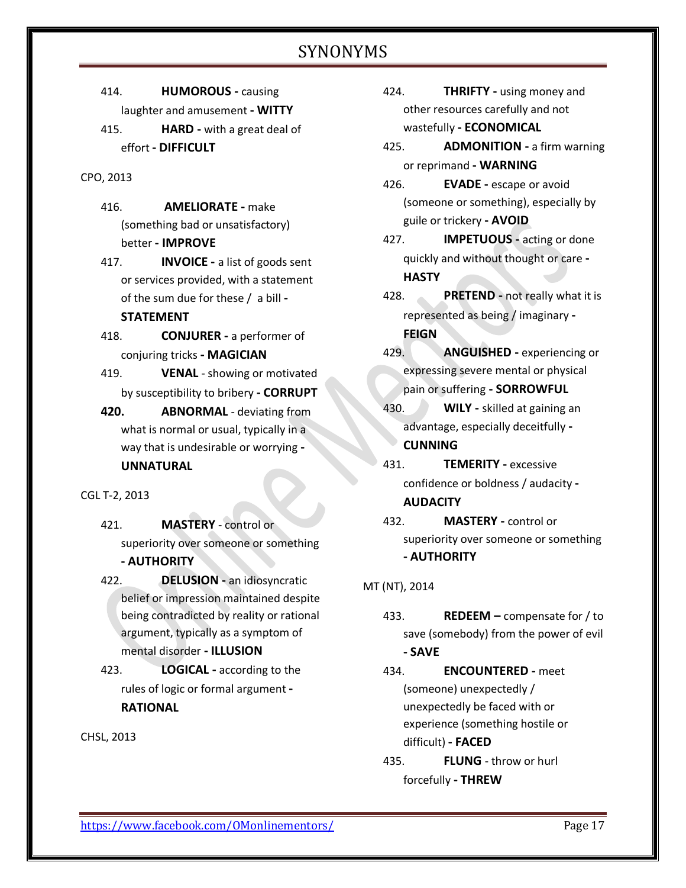414. **HUMOROUS -** causing laughter and amusement **- WITTY**

415. **HARD -** with a great deal of effort **- DIFFICULT**

CPO, 2013

416. **AMELIORATE -** make (something bad or unsatisfactory) better **- IMPROVE**

417. **INVOICE -** a list of goods sent or services provided, with a statement of the sum due for these / a bill **- STATEMENT**

418. **CONJURER -** a performer of conjuring tricks **- MAGICIAN**

419. **VENAL** - showing or motivated by susceptibility to bribery **- CORRUPT**

**420.** **ABNORMAL** - deviating from what is normal or usual, typically in a way that is undesirable or worrying **- UNNATURAL**

CGL T-2, 2013

421. **MASTERY** - control or superiority over someone or something **- AUTHORITY**

422. **DELUSION -** an idiosyncratic belief or impression maintained despite being contradicted by reality or rational argument, typically as a symptom of mental disorder **- ILLUSION**

423. **LOGICAL -** according to the rules of logic or formal argument **- RATIONAL**

CHSL, 2013

424. **THRIFTY -** using money and other resources carefully and not wastefully **- ECONOMICAL**

425. **ADMONITION -** a firm warning or reprimand **- WARNING**

426. **EVADE -** escape or avoid (someone or something), especially by guile or trickery **- AVOID**

427. **IMPETUOUS -** acting or done quickly and without thought or care **- HASTY**

428. **PRETEND -** not really what it is represented as being / imaginary **- FEIGN**

429. **ANGUISHED -** experiencing or expressing severe mental or physical pain or suffering **- SORROWFUL**

430. **WILY -** skilled at gaining an advantage, especially deceitfully **- CUNNING**

431. **TEMERITY -** excessive confidence or boldness / audacity **- AUDACITY**

432. **MASTERY -** control or superiority over someone or something **- AUTHORITY**

MT (NT), 2014

433. **REDEEM –** compensate for / to save (somebody) from the power of evil **- SAVE**

434. **ENCOUNTERED -** meet (someone) unexpectedly / unexpectedly be faced with or experience (something hostile or difficult) **- FACED**

435. **FLUNG** - throw or hurl forcefully **- THREW**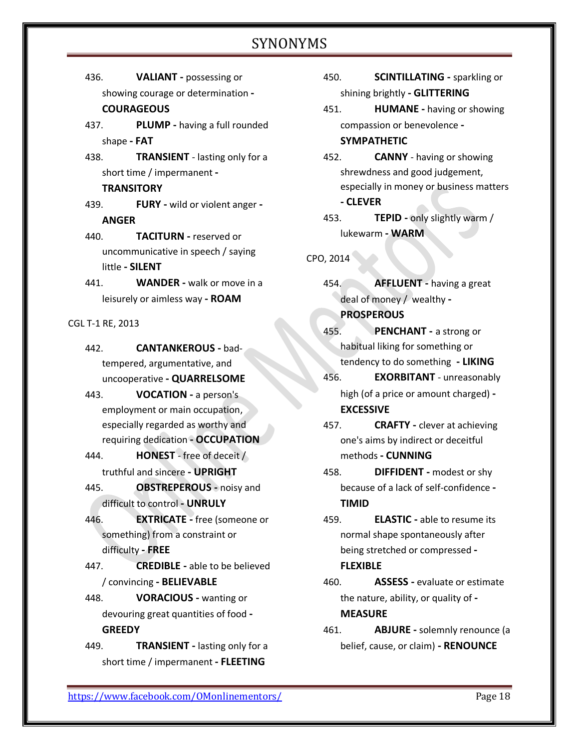436. **VALIANT -** possessing or showing courage or determination **- COURAGEOUS**
437. **PLUMP -** having a full rounded shape **- FAT**
438. **TRANSIENT** - lasting only for a short time / impermanent **- TRANSITORY**
439. **FURY -** wild or violent anger **- ANGER**
440. **TACITURN -** reserved or uncommunicative in speech / saying little **- SILENT**
441. **WANDER -** walk or move in a leisurely or aimless way **- ROAM**

CGL T-1 RE, 2013

442. **CANTANKEROUS -** bad-tempered, argumentative, and uncooperative **- QUARRELSOME**
443. **VOCATION -** a person's employment or main occupation, especially regarded as worthy and requiring dedication **- OCCUPATION**
444. **HONEST** - free of deceit / truthful and sincere **- UPRIGHT**
445. **OBSTREPEROUS -** noisy and difficult to control **- UNRULY**
446. **EXTRICATE -** free (someone or something) from a constraint or difficulty **- FREE**
447. **CREDIBLE -** able to be believed / convincing **- BELIEVABLE**
448. **VORACIOUS -** wanting or devouring great quantities of food **- GREEDY**
449. **TRANSIENT -** lasting only for a short time / impermanent **- FLEETING**
450. **SCINTILLATING -** sparkling or shining brightly **- GLITTERING**
451. **HUMANE -** having or showing compassion or benevolence **- SYMPATHETIC**
452. **CANNY** - having or showing shrewdness and good judgement, especially in money or business matters **- CLEVER**
453. **TEPID -** only slightly warm / lukewarm **- WARM**

CPO, 2014

454. **AFFLUENT -** having a great deal of money / wealthy **- PROSPEROUS**
455. **PENCHANT -** a strong or habitual liking for something or tendency to do something **- LIKING**
456. **EXORBITANT** - unreasonably high (of a price or amount charged) **- EXCESSIVE**
457. **CRAFTY -** clever at achieving one's aims by indirect or deceitful methods **- CUNNING**
458. **DIFFIDENT -** modest or shy because of a lack of self-confidence **- TIMID**
459. **ELASTIC -** able to resume its normal shape spontaneously after being stretched or compressed **- FLEXIBLE**
460. **ASSESS -** evaluate or estimate the nature, ability, or quality of **- MEASURE**
461. **ABJURE -** solemnly renounce (a belief, cause, or claim) **- RENOUNCE**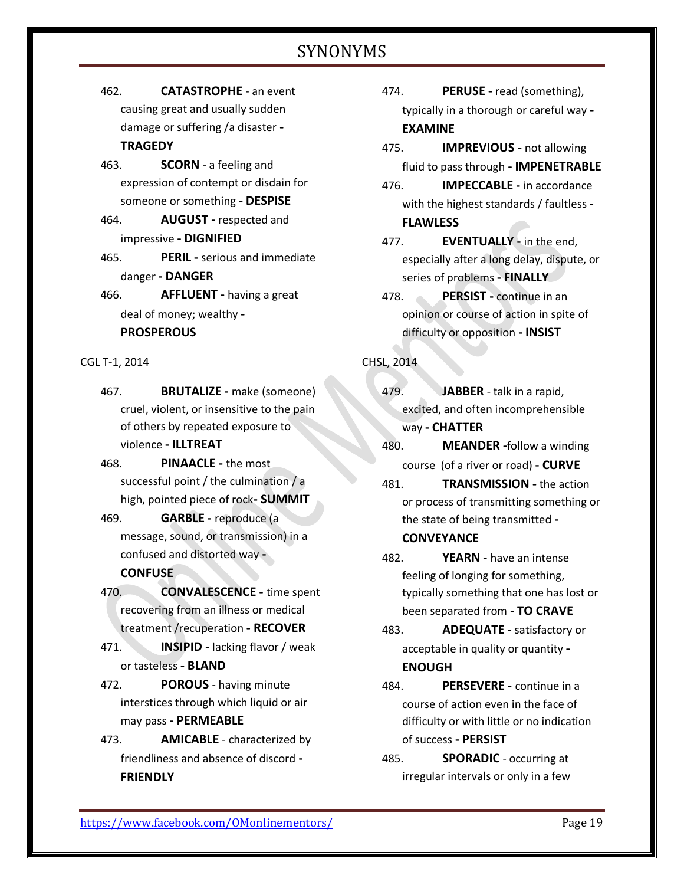462. **CATASTROPHE** - an event causing great and usually sudden damage or suffering /a disaster **- TRAGEDY**

463. **SCORN** - a feeling and expression of contempt or disdain for someone or something **- DESPISE**

464. **AUGUST -** respected and impressive **- DIGNIFIED**

465. **PERIL -** serious and immediate danger **- DANGER**

466. **AFFLUENT -** having a great deal of money; wealthy **- PROSPEROUS**

CGL T-1, 2014

467. **BRUTALIZE -** make (someone) cruel, violent, or insensitive to the pain of others by repeated exposure to violence **- ILLTREAT**

468. **PINAACLE -** the most successful point / the culmination / a high, pointed piece of rock**- SUMMIT**

469. **GARBLE -** reproduce (a message, sound, or transmission) in a confused and distorted way **- CONFUSE**

470. **CONVALESCENCE -** time spent recovering from an illness or medical treatment /recuperation **- RECOVER**

471. **INSIPID -** lacking flavor / weak or tasteless **- BLAND**

472. **POROUS** - having minute interstices through which liquid or air may pass **- PERMEABLE**

473. **AMICABLE** - characterized by friendliness and absence of discord **- FRIENDLY**

474. **PERUSE -** read (something), typically in a thorough or careful way **- EXAMINE**

475. **IMPREVIOUS -** not allowing fluid to pass through **- IMPENETRABLE**

476. **IMPECCABLE -** in accordance with the highest standards / faultless **- FLAWLESS**

477. **EVENTUALLY -** in the end, especially after a long delay, dispute, or series of problems **- FINALLY**

478. **PERSIST -** continue in an opinion or course of action in spite of difficulty or opposition **- INSIST**

CHSL, 2014

479. **JABBER** - talk in a rapid, excited, and often incomprehensible way **- CHATTER**

480. **MEANDER -**follow a winding course (of a river or road) **- CURVE**

481. **TRANSMISSION -** the action or process of transmitting something or the state of being transmitted **- CONVEYANCE**

482. **YEARN -** have an intense feeling of longing for something, typically something that one has lost or been separated from **- TO CRAVE**

483. **ADEQUATE -** satisfactory or acceptable in quality or quantity **- ENOUGH**

484. **PERSEVERE -** continue in a course of action even in the face of difficulty or with little or no indication of success **- PERSIST**

485. **SPORADIC** - occurring at irregular intervals or only in a few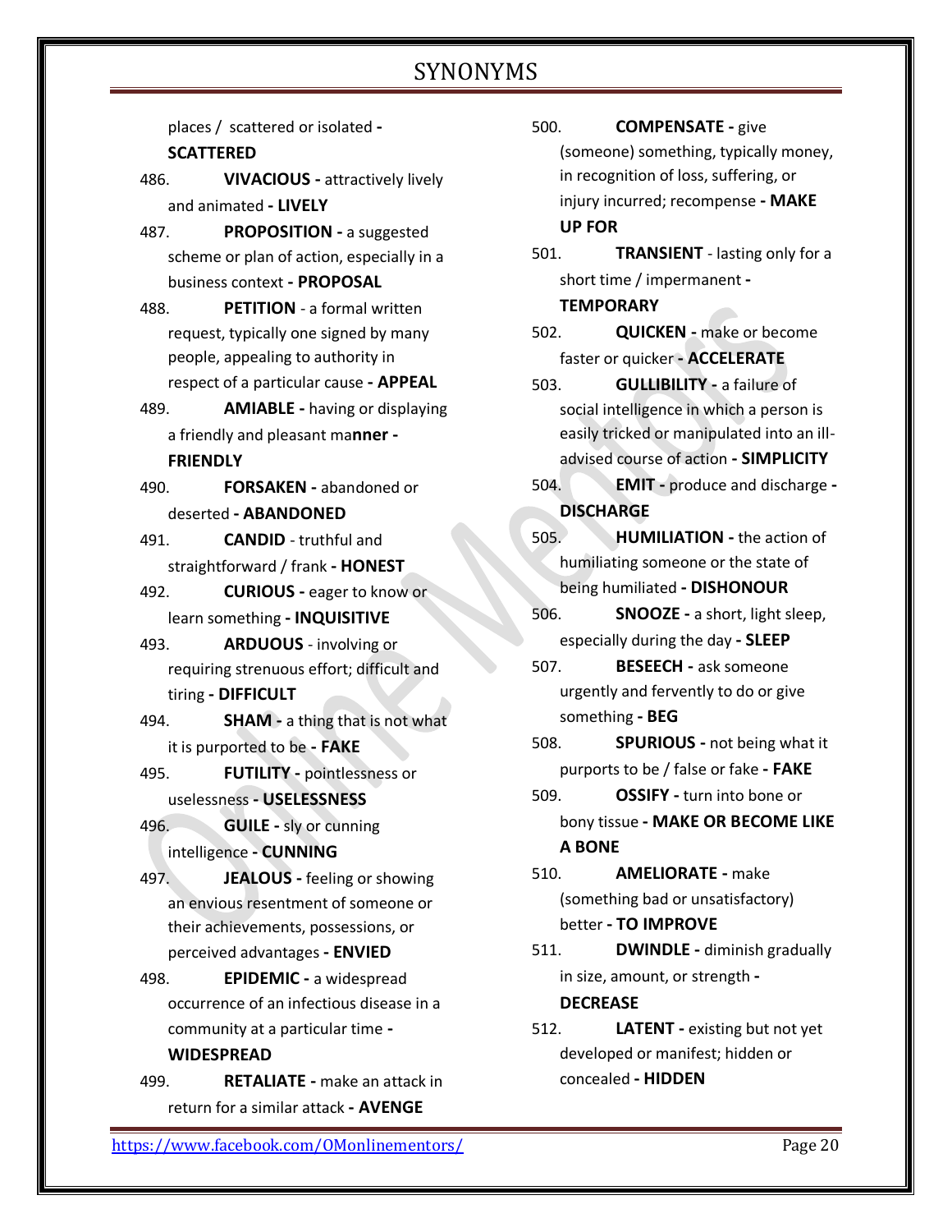places / scattered or isolated - **SCATTERED**

486. **VIVACIOUS -** attractively lively and animated **- LIVELY**

487. **PROPOSITION -** a suggested scheme or plan of action, especially in a business context **- PROPOSAL**

488. **PETITION** - a formal written request, typically one signed by many people, appealing to authority in respect of a particular cause **- APPEAL**

489. **AMIABLE -** having or displaying a friendly and pleasant manner **- FRIENDLY**

490. **FORSAKEN -** abandoned or deserted **- ABANDONED**

491. **CANDID** - truthful and straightforward / frank **- HONEST**

492. **CURIOUS -** eager to know or learn something **- INQUISITIVE**

493. **ARDUOUS** - involving or requiring strenuous effort; difficult and tiring **- DIFFICULT**

494. **SHAM -** a thing that is not what it is purported to be **- FAKE**

495. **FUTILITY -** pointlessness or uselessness **- USELESSNESS**

496. **GUILE -** sly or cunning intelligence **- CUNNING**

497. **JEALOUS -** feeling or showing an envious resentment of someone or their achievements, possessions, or perceived advantages **- ENVIED**

498. **EPIDEMIC -** a widespread occurrence of an infectious disease in a community at a particular time **- WIDESPREAD**

499. **RETALIATE -** make an attack in return for a similar attack **- AVENGE**

500. **COMPENSATE -** give (someone) something, typically money, in recognition of loss, suffering, or injury incurred; recompense **- MAKE UP FOR**

501. **TRANSIENT** - lasting only for a short time / impermanent **- TEMPORARY**

502. **QUICKEN -** make or become faster or quicker **- ACCELERATE**

503. **GULLIBILITY -** a failure of social intelligence in which a person is easily tricked or manipulated into an ill-advised course of action **- SIMPLICITY**

504. **EMIT -** produce and discharge **- DISCHARGE**

505. **HUMILIATION -** the action of humiliating someone or the state of being humiliated **- DISHONOUR**

506. **SNOOZE -** a short, light sleep, especially during the day **- SLEEP**

507. **BESEECH -** ask someone urgently and fervently to do or give something **- BEG**

508. **SPURIOUS -** not being what it purports to be / false or fake **- FAKE**

509. **OSSIFY -** turn into bone or bony tissue **- MAKE OR BECOME LIKE A BONE**

510. **AMELIORATE -** make (something bad or unsatisfactory) better **- TO IMPROVE**

511. **DWINDLE -** diminish gradually in size, amount, or strength **- DECREASE**

512. **LATENT -** existing but not yet developed or manifest; hidden or concealed **- HIDDEN**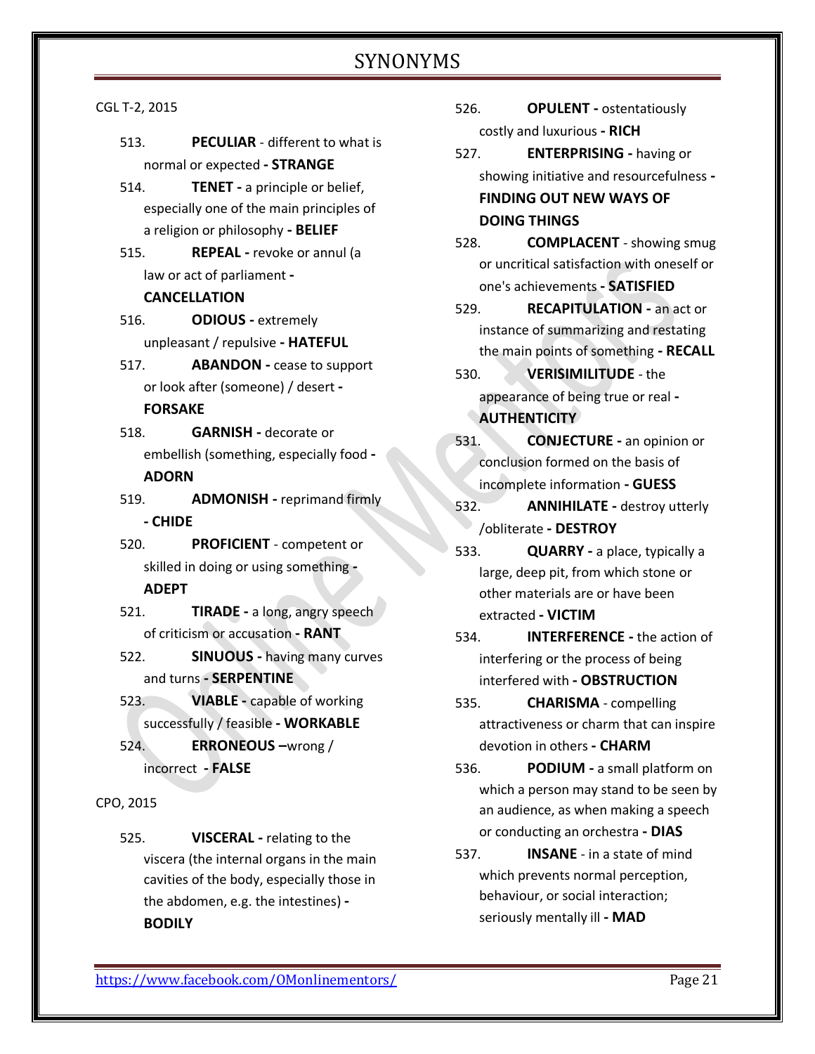# SYNONYMS

CGL T-2, 2015

513. **PECULIAR** - different to what is normal or expected **- STRANGE**

514. **TENET -** a principle or belief, especially one of the main principles of a religion or philosophy **- BELIEF**

515. **REPEAL -** revoke or annul (a law or act of parliament **- CANCELLATION**

516. **ODIOUS -** extremely unpleasant / repulsive **- HATEFUL**

517. **ABANDON -** cease to support or look after (someone) / desert **- FORSAKE**

518. **GARNISH -** decorate or embellish (something, especially food **- ADORN**

519. **ADMONISH -** reprimand firmly **- CHIDE**

520. **PROFICIENT** - competent or skilled in doing or using something **- ADEPT**

521. **TIRADE -** a long, angry speech of criticism or accusation **- RANT**

522. **SINUOUS -** having many curves and turns **- SERPENTINE**

523. **VIABLE -** capable of working successfully / feasible **- WORKABLE**

524. **ERRONEOUS –**wrong / incorrect **- FALSE**

CPO, 2015

525. **VISCERAL -** relating to the viscera (the internal organs in the main cavities of the body, especially those in the abdomen, e.g. the intestines) **- BODILY**

526. **OPULENT -** ostentatiously costly and luxurious **- RICH**

527. **ENTERPRISING -** having or showing initiative and resourcefulness **- FINDING OUT NEW WAYS OF DOING THINGS**

528. **COMPLACENT** - showing smug or uncritical satisfaction with oneself or one's achievements **- SATISFIED**

529. **RECAPITULATION -** an act or instance of summarizing and restating the main points of something **- RECALL**

530. **VERISIMILITUDE** - the appearance of being true or real **- AUTHENTICITY**

531. **CONJECTURE -** an opinion or conclusion formed on the basis of incomplete information **- GUESS**

532. **ANNIHILATE -** destroy utterly /obliterate **- DESTROY**

533. **QUARRY -** a place, typically a large, deep pit, from which stone or other materials are or have been extracted **- VICTIM**

534. **INTERFERENCE -** the action of interfering or the process of being interfered with **- OBSTRUCTION**

535. **CHARISMA** - compelling attractiveness or charm that can inspire devotion in others **- CHARM**

536. **PODIUM -** a small platform on which a person may stand to be seen by an audience, as when making a speech or conducting an orchestra **- DIAS**

537. **INSANE** - in a state of mind which prevents normal perception, behaviour, or social interaction; seriously mentally ill **- MAD**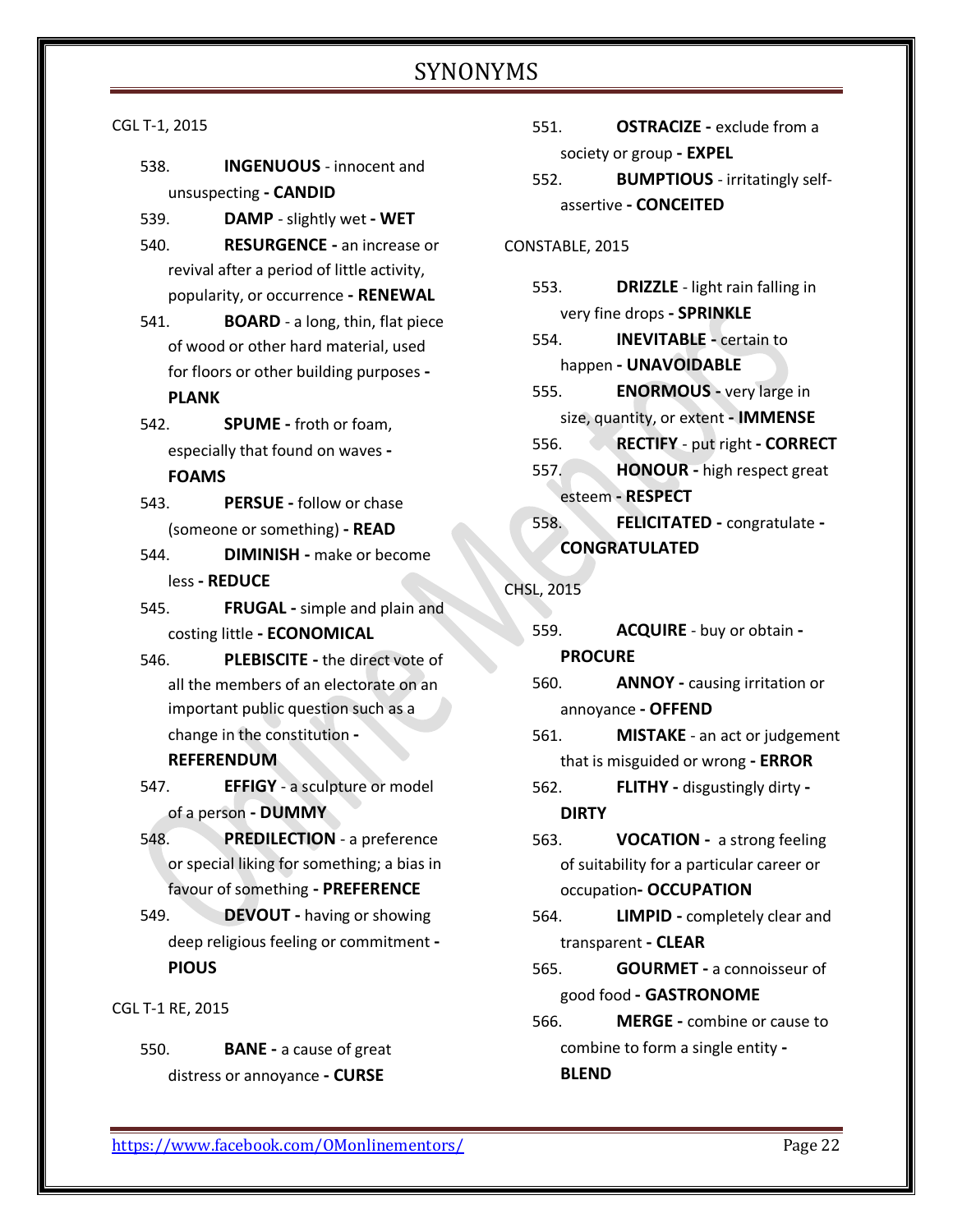# SYNONYMS

CGL T-1, 2015

538. **INGENUOUS** - innocent and unsuspecting **- CANDID**

539. **DAMP** - slightly wet **- WET**

540. **RESURGENCE -** an increase or revival after a period of little activity, popularity, or occurrence **- RENEWAL**

541. **BOARD** - a long, thin, flat piece of wood or other hard material, used for floors or other building purposes **- PLANK**

542. **SPUME -** froth or foam, especially that found on waves **- FOAMS**

543. **PERSUE -** follow or chase (someone or something) **- READ**

544. **DIMINISH -** make or become less **- REDUCE**

545. **FRUGAL -** simple and plain and costing little **- ECONOMICAL**

546. **PLEBISCITE -** the direct vote of all the members of an electorate on an important public question such as a change in the constitution **- REFERENDUM**

547. **EFFIGY** - a sculpture or model of a person **- DUMMY**

548. **PREDILECTION** - a preference or special liking for something; a bias in favour of something **- PREFERENCE**

549. **DEVOUT -** having or showing deep religious feeling or commitment **- PIOUS**

CGL T-1 RE, 2015

550. **BANE -** a cause of great distress or annoyance **- CURSE**

551. **OSTRACIZE -** exclude from a society or group **- EXPEL**

552. **BUMPTIOUS** - irritatingly self-assertive **- CONCEITED**

CONSTABLE, 2015

553. **DRIZZLE** - light rain falling in very fine drops **- SPRINKLE**

554. **INEVITABLE -** certain to happen **- UNAVOIDABLE**

555. **ENORMOUS -** very large in size, quantity, or extent **- IMMENSE**

556. **RECTIFY** - put right **- CORRECT**

557. **HONOUR -** high respect great esteem **- RESPECT**

558. **FELICITATED -** congratulate **- CONGRATULATED**

CHSL, 2015

559. **ACQUIRE** - buy or obtain **- PROCURE**

560. **ANNOY -** causing irritation or annoyance **- OFFEND**

561. **MISTAKE** - an act or judgement that is misguided or wrong **- ERROR**

562. **FLITHY -** disgustingly dirty **- DIRTY**

563. **VOCATION -** a strong feeling of suitability for a particular career or occupation**- OCCUPATION**

564. **LIMPID -** completely clear and transparent **- CLEAR**

565. **GOURMET -** a connoisseur of good food **- GASTRONOME**

566. **MERGE -** combine or cause to combine to form a single entity **- BLEND**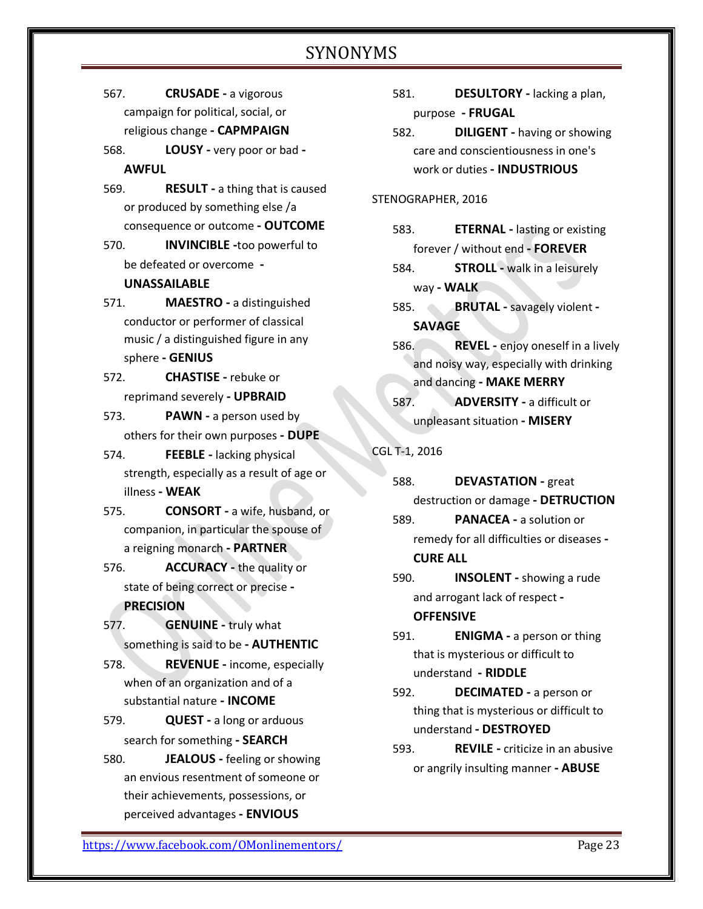# SYNONYMS

567. **CRUSADE -** a vigorous campaign for political, social, or religious change **- CAPMPAIGN**
568. **LOUSY -** very poor or bad **- AWFUL**
569. **RESULT -** a thing that is caused or produced by something else /a consequence or outcome **- OUTCOME**
570. **INVINCIBLE -**too powerful to be defeated or overcome **- UNASSAILABLE**
571. **MAESTRO -** a distinguished conductor or performer of classical music / a distinguished figure in any sphere **- GENIUS**
572. **CHASTISE -** rebuke or reprimand severely **- UPBRAID**
573. **PAWN -** a person used by others for their own purposes **- DUPE**
574. **FEEBLE -** lacking physical strength, especially as a result of age or illness **- WEAK**
575. **CONSORT -** a wife, husband, or companion, in particular the spouse of a reigning monarch **- PARTNER**
576. **ACCURACY -** the quality or state of being correct or precise **- PRECISION**
577. **GENUINE -** truly what something is said to be **- AUTHENTIC**
578. **REVENUE -** income, especially when of an organization and of a substantial nature **- INCOME**
579. **QUEST -** a long or arduous search for something **- SEARCH**
580. **JEALOUS -** feeling or showing an envious resentment of someone or their achievements, possessions, or perceived advantages **- ENVIOUS**
581. **DESULTORY -** lacking a plan, purpose **- FRUGAL**
582. **DILIGENT -** having or showing care and conscientiousness in one's work or duties **- INDUSTRIOUS**

STENOGRAPHER, 2016

583. **ETERNAL -** lasting or existing forever / without end **- FOREVER**
584. **STROLL -** walk in a leisurely way **- WALK**
585. **BRUTAL -** savagely violent **- SAVAGE**
586. **REVEL -** enjoy oneself in a lively and noisy way, especially with drinking and dancing **- MAKE MERRY**
587. **ADVERSITY -** a difficult or unpleasant situation **- MISERY**

CGL T-1, 2016

588. **DEVASTATION -** great destruction or damage **- DETRUCTION**
589. **PANACEA -** a solution or remedy for all difficulties or diseases **- CURE ALL**
590. **INSOLENT -** showing a rude and arrogant lack of respect **- OFFENSIVE**
591. **ENIGMA -** a person or thing that is mysterious or difficult to understand **- RIDDLE**
592. **DECIMATED -** a person or thing that is mysterious or difficult to understand **- DESTROYED**
593. **REVILE -** criticize in an abusive or angrily insulting manner **- ABUSE**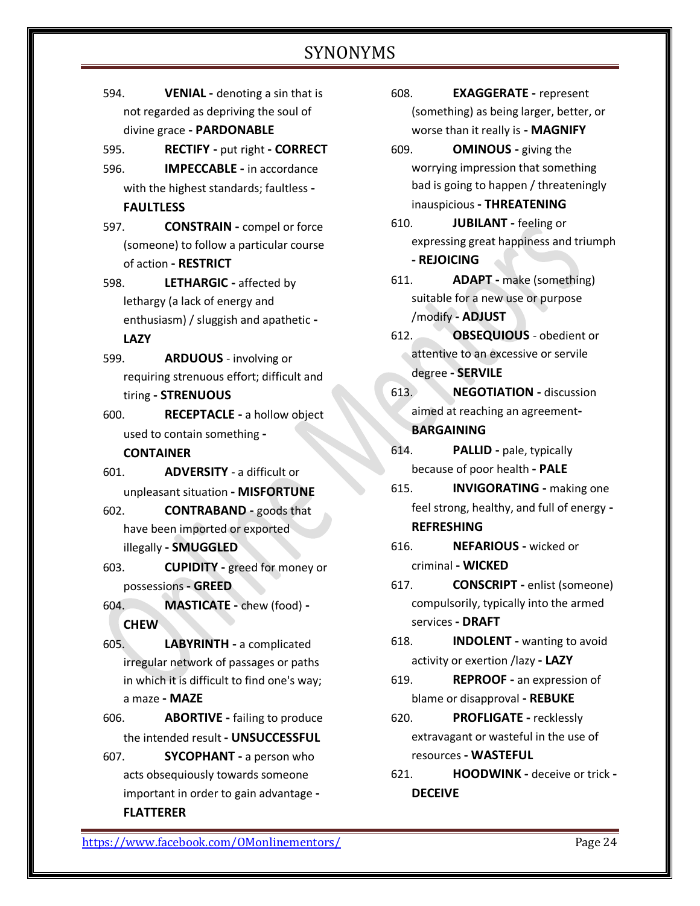# SYNONYMS

594. **VENIAL -** denoting a sin that is not regarded as depriving the soul of divine grace **- PARDONABLE**
595. **RECTIFY -** put right **- CORRECT**
596. **IMPECCABLE -** in accordance with the highest standards; faultless **- FAULTLESS**
597. **CONSTRAIN -** compel or force (someone) to follow a particular course of action **- RESTRICT**
598. **LETHARGIC -** affected by lethargy (a lack of energy and enthusiasm) / sluggish and apathetic **- LAZY**
599. **ARDUOUS** - involving or requiring strenuous effort; difficult and tiring **- STRENUOUS**
600. **RECEPTACLE -** a hollow object used to contain something **- CONTAINER**
601. **ADVERSITY** - a difficult or unpleasant situation **- MISFORTUNE**
602. **CONTRABAND -** goods that have been imported or exported illegally **- SMUGGLED**
603. **CUPIDITY -** greed for money or possessions **- GREED**
604. **MASTICATE -** chew (food) **- CHEW**
605. **LABYRINTH -** a complicated irregular network of passages or paths in which it is difficult to find one's way; a maze **- MAZE**
606. **ABORTIVE -** failing to produce the intended result **- UNSUCCESSFUL**
607. **SYCOPHANT -** a person who acts obsequiously towards someone important in order to gain advantage **- FLATTERER**
608. **EXAGGERATE -** represent (something) as being larger, better, or worse than it really is **- MAGNIFY**
609. **OMINOUS -** giving the worrying impression that something bad is going to happen / threateningly inauspicious **- THREATENING**
610. **JUBILANT -** feeling or expressing great happiness and triumph **- REJOICING**
611. **ADAPT -** make (something) suitable for a new use or purpose /modify **- ADJUST**
612. **OBSEQUIOUS** - obedient or attentive to an excessive or servile degree **- SERVILE**
613. **NEGOTIATION -** discussion aimed at reaching an agreement**- BARGAINING**
614. **PALLID -** pale, typically because of poor health **- PALE**
615. **INVIGORATING -** making one feel strong, healthy, and full of energy **- REFRESHING**
616. **NEFARIOUS -** wicked or criminal **- WICKED**
617. **CONSCRIPT -** enlist (someone) compulsorily, typically into the armed services **- DRAFT**
618. **INDOLENT -** wanting to avoid activity or exertion /lazy **- LAZY**
619. **REPROOF -** an expression of blame or disapproval **- REBUKE**
620. **PROFLIGATE -** recklessly extravagant or wasteful in the use of resources **- WASTEFUL**
621. **HOODWINK -** deceive or trick **- DECEIVE**

https://www.facebook.com/OMonlinementors/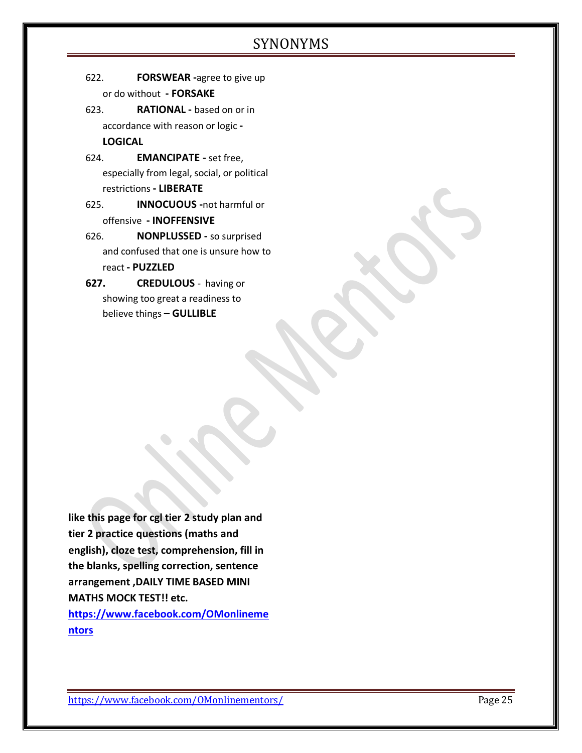622. **FORSWEAR -**agree to give up or do without **- FORSAKE**
623. **RATIONAL -** based on or in accordance with reason or logic **- LOGICAL**
624. **EMANCIPATE -** set free, especially from legal, social, or political restrictions **- LIBERATE**
625. **INNOCUOUS -**not harmful or offensive **- INOFFENSIVE**
626. **NONPLUSSED -** so surprised and confused that one is unsure how to react **- PUZZLED**
627. **CREDULOUS** - having or showing too great a readiness to believe things **– GULLIBLE**

**like this page for cgl tier 2 study plan and tier 2 practice questions (maths and english), cloze test, comprehension, fill in the blanks, spelling correction, sentence arrangement ,DAILY TIME BASED MINI MATHS MOCK TEST!! etc.**

**https://www.facebook.com/OMonlinementors**